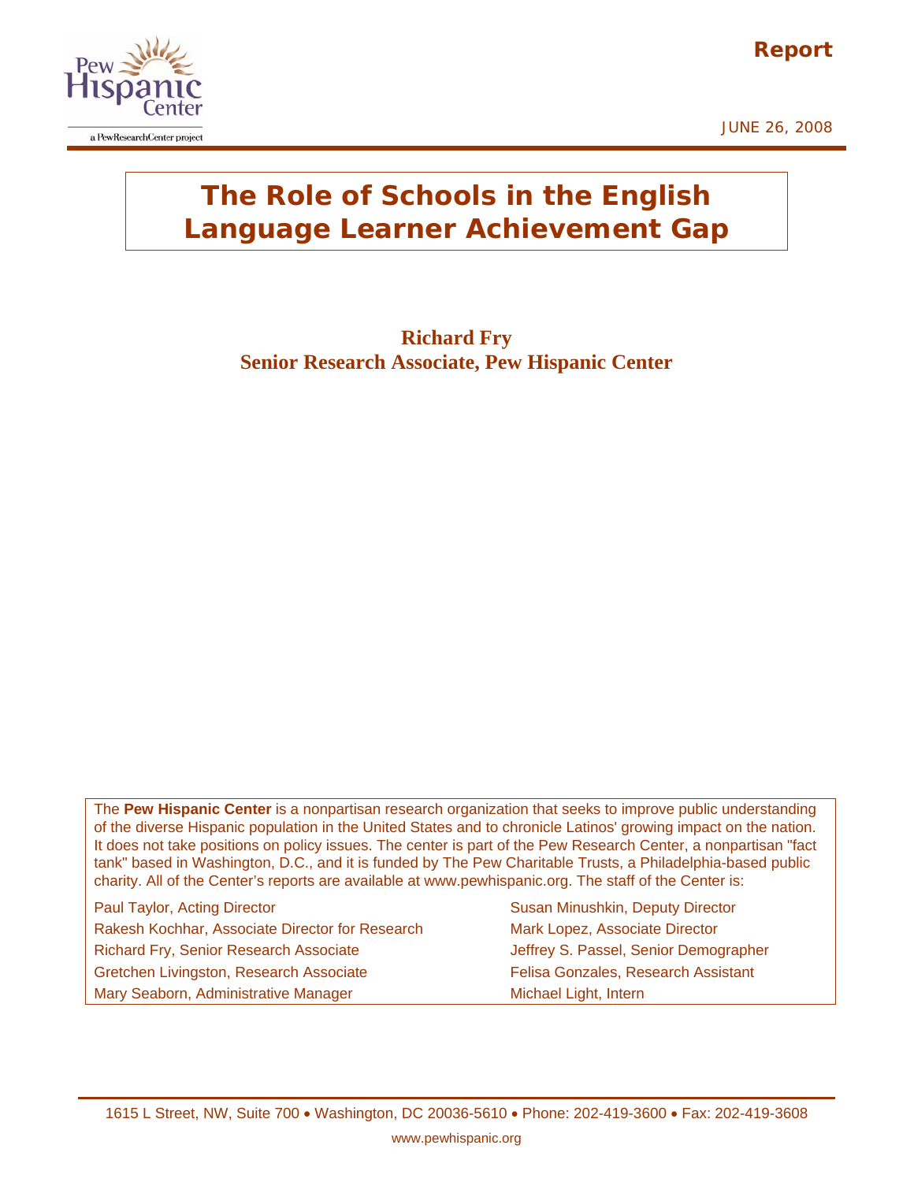Report

JUNE 26, 2008

# The Role of Schools in the English Language Learner Achievement Gap

**Richard Fry**
**Senior Research Associate, Pew Hispanic Center**

The **Pew Hispanic Center** is a nonpartisan research organization that seeks to improve public understanding of the diverse Hispanic population in the United States and to chronicle Latinos' growing impact on the nation. It does not take positions on policy issues. The center is part of the Pew Research Center, a nonpartisan "fact tank" based in Washington, D.C., and it is funded by The Pew Charitable Trusts, a Philadelphia-based public charity. All of the Center's reports are available at www.pewhispanic.org. The staff of the Center is:

Paul Taylor, Acting Director
Susan Minushkin, Deputy Director
Rakesh Kochhar, Associate Director for Research
Mark Lopez, Associate Director
Richard Fry, Senior Research Associate
Jeffrey S. Passel, Senior Demographer
Gretchen Livingston, Research Associate
Felisa Gonzales, Research Assistant
Mary Seaborn, Administrative Manager
Michael Light, Intern

1615 L Street, NW, Suite 700 • Washington, DC 20036-5610 • Phone: 202-419-3600 • Fax: 202-419-3608

www.pewhispanic.org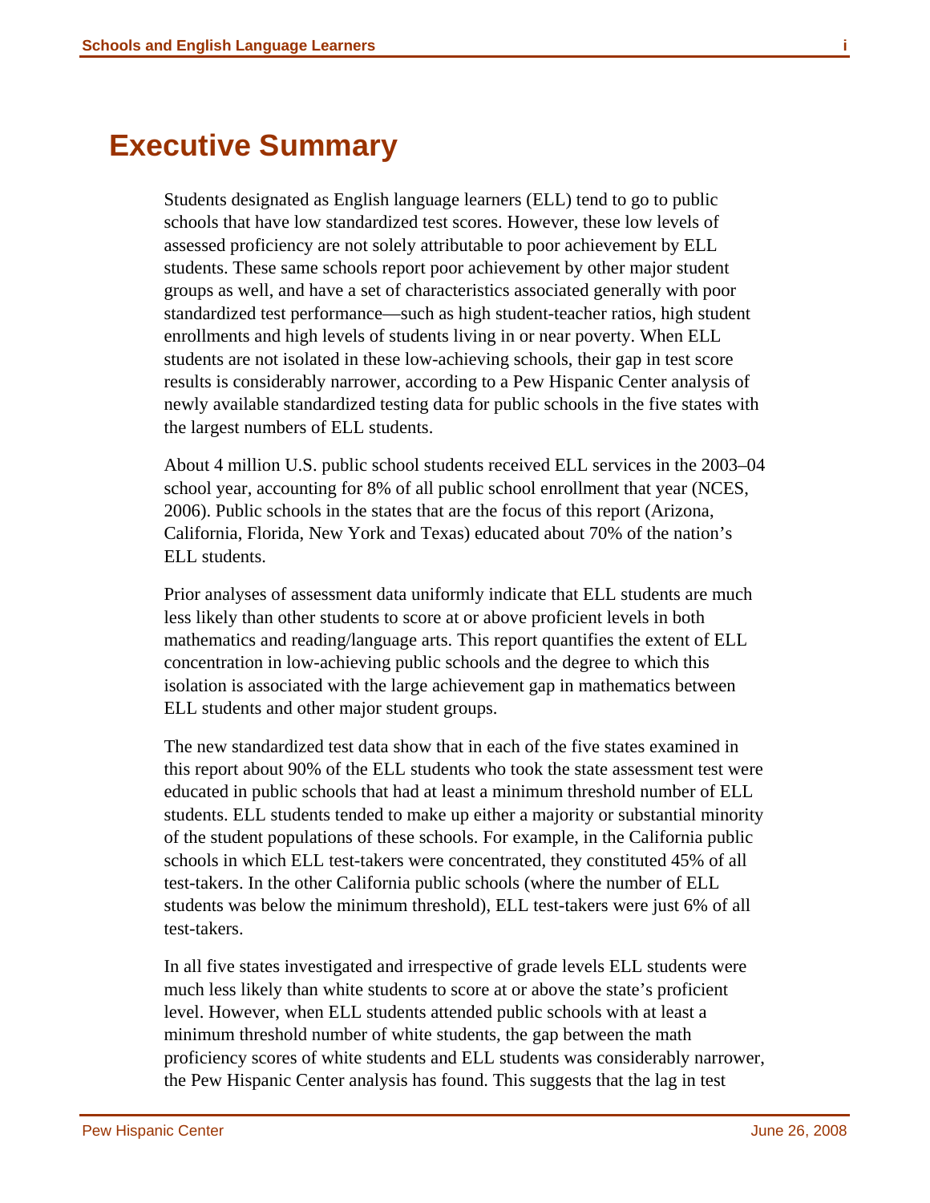# Executive Summary

Students designated as English language learners (ELL) tend to go to public schools that have low standardized test scores. However, these low levels of assessed proficiency are not solely attributable to poor achievement by ELL students. These same schools report poor achievement by other major student groups as well, and have a set of characteristics associated generally with poor standardized test performance—such as high student-teacher ratios, high student enrollments and high levels of students living in or near poverty. When ELL students are not isolated in these low-achieving schools, their gap in test score results is considerably narrower, according to a Pew Hispanic Center analysis of newly available standardized testing data for public schools in the five states with the largest numbers of ELL students.

About 4 million U.S. public school students received ELL services in the 2003–04 school year, accounting for 8% of all public school enrollment that year (NCES, 2006). Public schools in the states that are the focus of this report (Arizona, California, Florida, New York and Texas) educated about 70% of the nation's ELL students.

Prior analyses of assessment data uniformly indicate that ELL students are much less likely than other students to score at or above proficient levels in both mathematics and reading/language arts. This report quantifies the extent of ELL concentration in low-achieving public schools and the degree to which this isolation is associated with the large achievement gap in mathematics between ELL students and other major student groups.

The new standardized test data show that in each of the five states examined in this report about 90% of the ELL students who took the state assessment test were educated in public schools that had at least a minimum threshold number of ELL students. ELL students tended to make up either a majority or substantial minority of the student populations of these schools. For example, in the California public schools in which ELL test-takers were concentrated, they constituted 45% of all test-takers. In the other California public schools (where the number of ELL students was below the minimum threshold), ELL test-takers were just 6% of all test-takers.

In all five states investigated and irrespective of grade levels ELL students were much less likely than white students to score at or above the state's proficient level. However, when ELL students attended public schools with at least a minimum threshold number of white students, the gap between the math proficiency scores of white students and ELL students was considerably narrower, the Pew Hispanic Center analysis has found. This suggests that the lag in test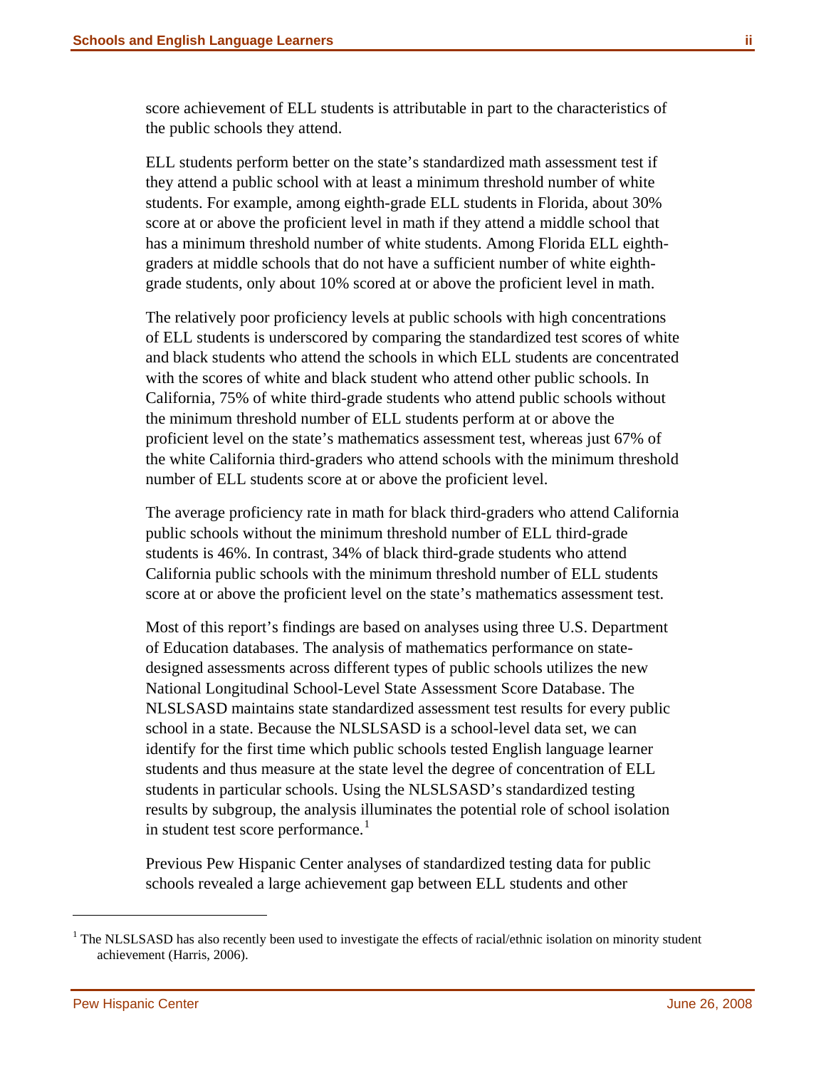score achievement of ELL students is attributable in part to the characteristics of the public schools they attend.

ELL students perform better on the state's standardized math assessment test if they attend a public school with at least a minimum threshold number of white students. For example, among eighth-grade ELL students in Florida, about 30% score at or above the proficient level in math if they attend a middle school that has a minimum threshold number of white students. Among Florida ELL eighth-graders at middle schools that do not have a sufficient number of white eighth-grade students, only about 10% scored at or above the proficient level in math.

The relatively poor proficiency levels at public schools with high concentrations of ELL students is underscored by comparing the standardized test scores of white and black students who attend the schools in which ELL students are concentrated with the scores of white and black student who attend other public schools. In California, 75% of white third-grade students who attend public schools without the minimum threshold number of ELL students perform at or above the proficient level on the state's mathematics assessment test, whereas just 67% of the white California third-graders who attend schools with the minimum threshold number of ELL students score at or above the proficient level.

The average proficiency rate in math for black third-graders who attend California public schools without the minimum threshold number of ELL third-grade students is 46%. In contrast, 34% of black third-grade students who attend California public schools with the minimum threshold number of ELL students score at or above the proficient level on the state's mathematics assessment test.

Most of this report's findings are based on analyses using three U.S. Department of Education databases. The analysis of mathematics performance on state-designed assessments across different types of public schools utilizes the new National Longitudinal School-Level State Assessment Score Database. The NLSLSASD maintains state standardized assessment test results for every public school in a state. Because the NLSLSASD is a school-level data set, we can identify for the first time which public schools tested English language learner students and thus measure at the state level the degree of concentration of ELL students in particular schools. Using the NLSLSASD's standardized testing results by subgroup, the analysis illuminates the potential role of school isolation in student test score performance.[1]

Previous Pew Hispanic Center analyses of standardized testing data for public schools revealed a large achievement gap between ELL students and other

[1] The NLSLSASD has also recently been used to investigate the effects of racial/ethnic isolation on minority student achievement (Harris, 2006).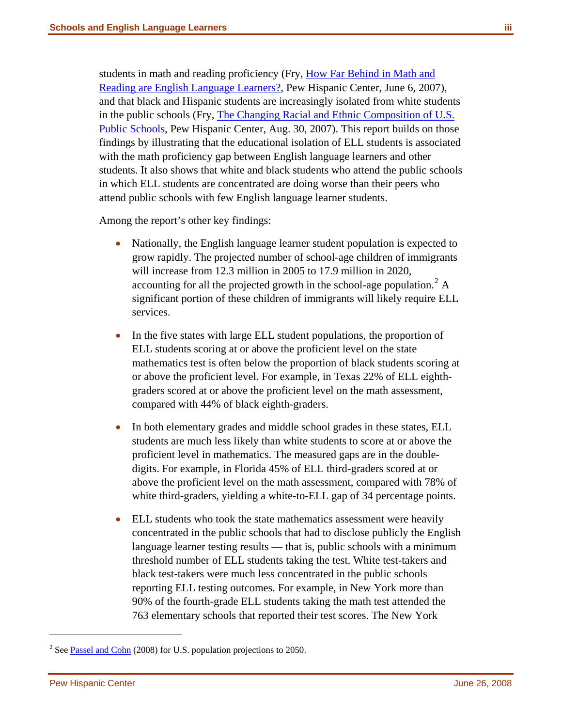students in math and reading proficiency (Fry, How Far Behind in Math and Reading are English Language Learners?, Pew Hispanic Center, June 6, 2007), and that black and Hispanic students are increasingly isolated from white students in the public schools (Fry, The Changing Racial and Ethnic Composition of U.S. Public Schools, Pew Hispanic Center, Aug. 30, 2007). This report builds on those findings by illustrating that the educational isolation of ELL students is associated with the math proficiency gap between English language learners and other students. It also shows that white and black students who attend the public schools in which ELL students are concentrated are doing worse than their peers who attend public schools with few English language learner students.

Among the report's other key findings:

- Nationally, the English language learner student population is expected to grow rapidly. The projected number of school-age children of immigrants will increase from 12.3 million in 2005 to 17.9 million in 2020, accounting for all the projected growth in the school-age population.[2] A significant portion of these children of immigrants will likely require ELL services.

- In the five states with large ELL student populations, the proportion of ELL students scoring at or above the proficient level on the state mathematics test is often below the proportion of black students scoring at or above the proficient level. For example, in Texas 22% of ELL eighth-graders scored at or above the proficient level on the math assessment, compared with 44% of black eighth-graders.

- In both elementary grades and middle school grades in these states, ELL students are much less likely than white students to score at or above the proficient level in mathematics. The measured gaps are in the double-digits. For example, in Florida 45% of ELL third-graders scored at or above the proficient level on the math assessment, compared with 78% of white third-graders, yielding a white-to-ELL gap of 34 percentage points.

- ELL students who took the state mathematics assessment were heavily concentrated in the public schools that had to disclose publicly the English language learner testing results — that is, public schools with a minimum threshold number of ELL students taking the test. White test-takers and black test-takers were much less concentrated in the public schools reporting ELL testing outcomes. For example, in New York more than 90% of the fourth-grade ELL students taking the math test attended the 763 elementary schools that reported their test scores. The New York

---

[2] See Passel and Cohn (2008) for U.S. population projections to 2050.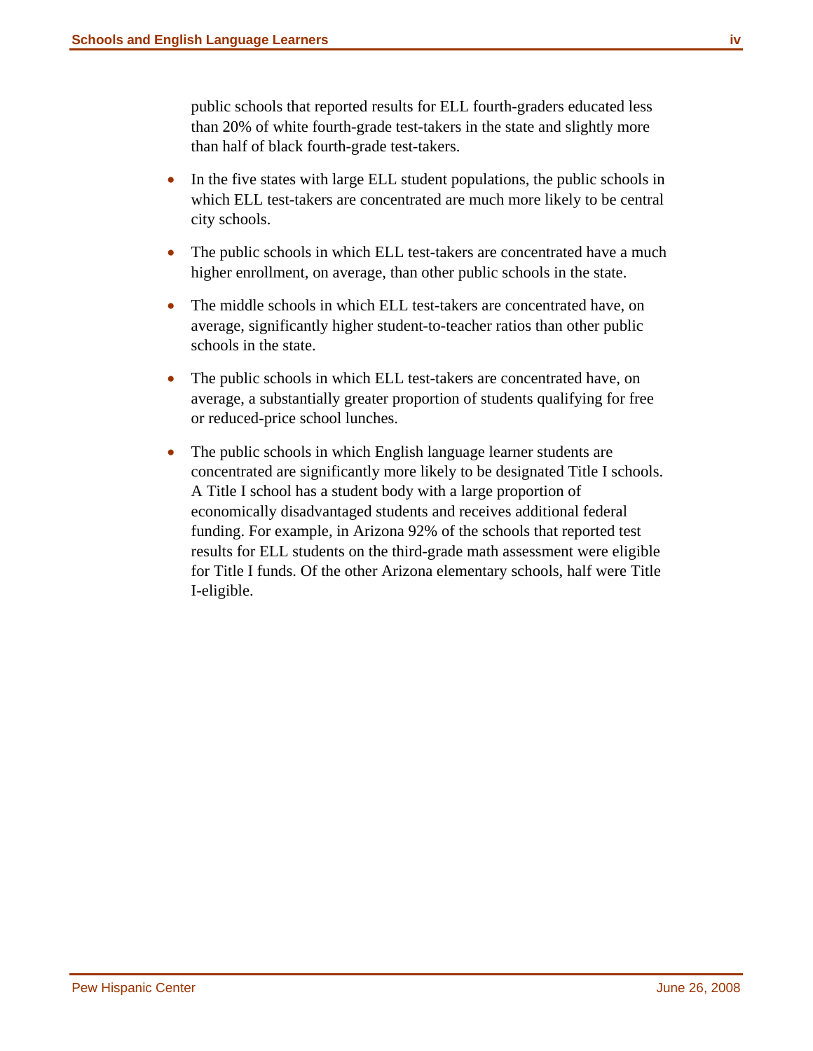public schools that reported results for ELL fourth-graders educated less than 20% of white fourth-grade test-takers in the state and slightly more than half of black fourth-grade test-takers.

- In the five states with large ELL student populations, the public schools in which ELL test-takers are concentrated are much more likely to be central city schools.
- The public schools in which ELL test-takers are concentrated have a much higher enrollment, on average, than other public schools in the state.
- The middle schools in which ELL test-takers are concentrated have, on average, significantly higher student-to-teacher ratios than other public schools in the state.
- The public schools in which ELL test-takers are concentrated have, on average, a substantially greater proportion of students qualifying for free or reduced-price school lunches.
- The public schools in which English language learner students are concentrated are significantly more likely to be designated Title I schools. A Title I school has a student body with a large proportion of economically disadvantaged students and receives additional federal funding. For example, in Arizona 92% of the schools that reported test results for ELL students on the third-grade math assessment were eligible for Title I funds. Of the other Arizona elementary schools, half were Title I-eligible.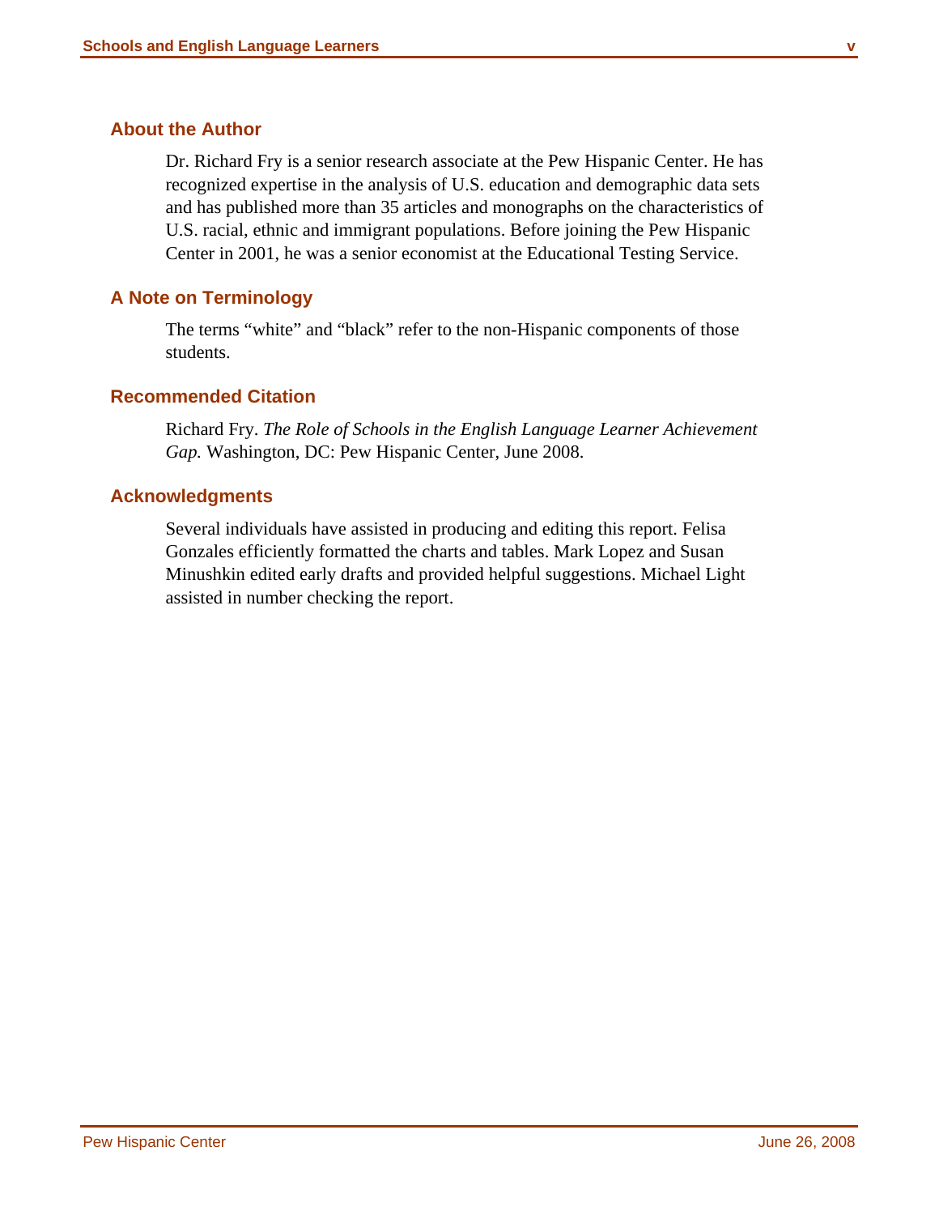## About the Author

Dr. Richard Fry is a senior research associate at the Pew Hispanic Center. He has recognized expertise in the analysis of U.S. education and demographic data sets and has published more than 35 articles and monographs on the characteristics of U.S. racial, ethnic and immigrant populations. Before joining the Pew Hispanic Center in 2001, he was a senior economist at the Educational Testing Service.

## A Note on Terminology

The terms "white" and "black" refer to the non-Hispanic components of those students.

## Recommended Citation

Richard Fry. *The Role of Schools in the English Language Learner Achievement Gap.* Washington, DC: Pew Hispanic Center, June 2008.

## Acknowledgments

Several individuals have assisted in producing and editing this report. Felisa Gonzales efficiently formatted the charts and tables. Mark Lopez and Susan Minushkin edited early drafts and provided helpful suggestions. Michael Light assisted in number checking the report.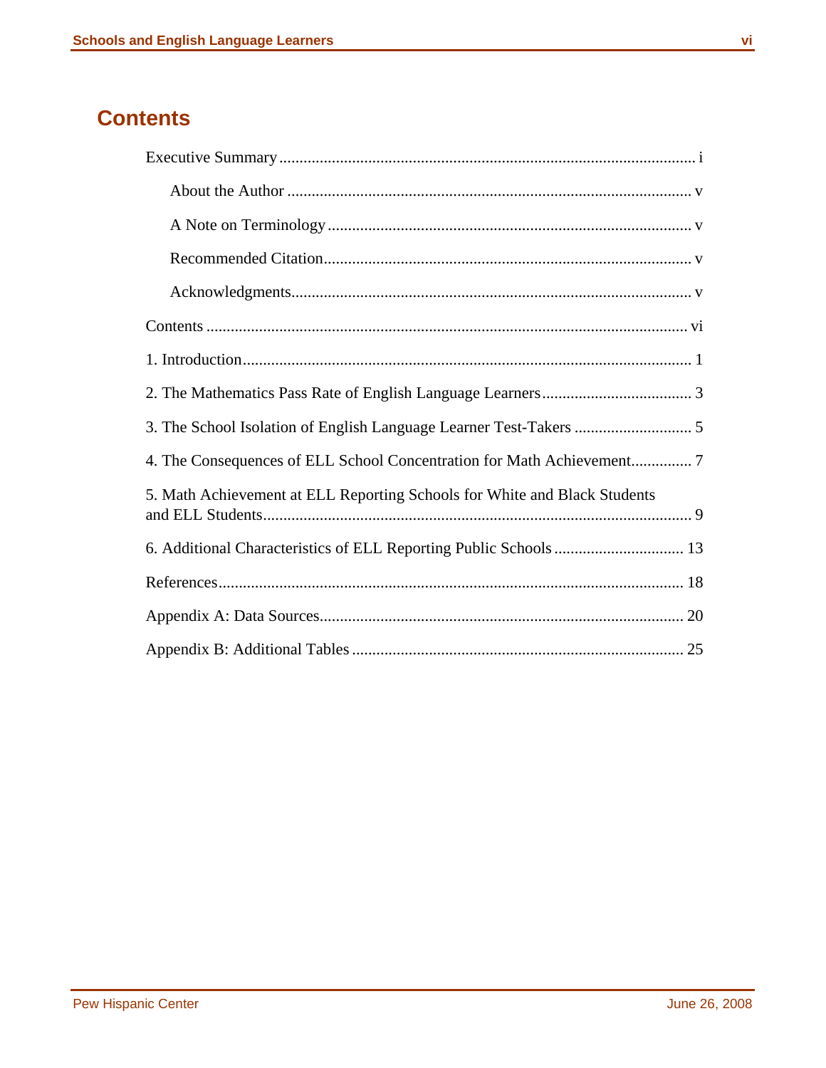# Contents

Executive Summary .......................................................................................................... i

- About the Author ........................................................................................................ v
- A Note on Terminology ............................................................................................... v
- Recommended Citation................................................................................................ v
- Acknowledgments........................................................................................................ v

Contents ........................................................................................................................ vi

1. Introduction.................................................................................................................. 1

2. The Mathematics Pass Rate of English Language Learners ....................................... 3

3. The School Isolation of English Language Learner Test-Takers ................................ 5

4. The Consequences of ELL School Concentration for Math Achievement ................. 7

5. Math Achievement at ELL Reporting Schools for White and Black Students and ELL Students.............................................................................................................. 9

6. Additional Characteristics of ELL Reporting Public Schools ................................. 13

References ..................................................................................................................... 18

Appendix A: Data Sources............................................................................................ 20

Appendix B: Additional Tables .................................................................................... 25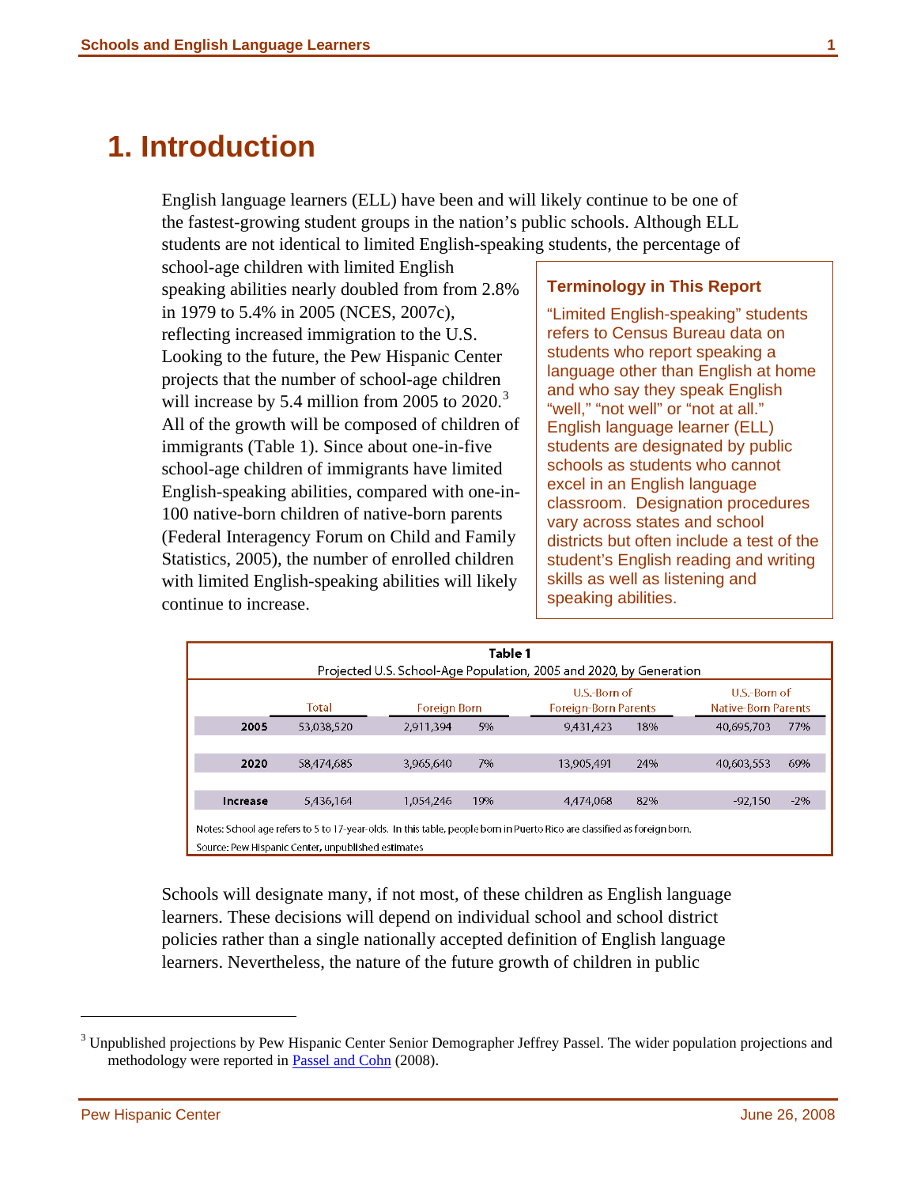# 1. Introduction

English language learners (ELL) have been and will likely continue to be one of the fastest-growing student groups in the nation's public schools. Although ELL students are not identical to limited English-speaking students, the percentage of school-age children with limited English speaking abilities nearly doubled from from 2.8% in 1979 to 5.4% in 2005 (NCES, 2007c), reflecting increased immigration to the U.S. Looking to the future, the Pew Hispanic Center projects that the number of school-age children will increase by 5.4 million from 2005 to 2020.[3] All of the growth will be composed of children of immigrants (Table 1). Since about one-in-five school-age children of immigrants have limited English-speaking abilities, compared with one-in-100 native-born children of native-born parents (Federal Interagency Forum on Child and Family Statistics, 2005), the number of enrolled children with limited English-speaking abilities will likely continue to increase.

> **Terminology in This Report**
>
> "Limited English-speaking" students refers to Census Bureau data on students who report speaking a language other than English at home and who say they speak English "well," "not well" or "not at all." English language learner (ELL) students are designated by public schools as students who cannot excel in an English language classroom. Designation procedures vary across states and school districts but often include a test of the student's English reading and writing skills as well as listening and speaking abilities.

**Table 1**
Projected U.S. School-Age Population, 2005 and 2020, by Generation

| | Total | Foreign Born | | U.S.-Born of Foreign-Born Parents | | U.S.-Born of Native-Born Parents | |
|---|---|---|---|---|---|---|---|
| **2005** | 53,038,520 | 2,911,394 | 5% | 9,431,423 | 18% | 40,695,703 | 77% |
| **2020** | 58,474,685 | 3,965,640 | 7% | 13,905,491 | 24% | 40,603,553 | 69% |
| **Increase** | 5,436,164 | 1,054,246 | 19% | 4,474,068 | 82% | -92,150 | -2% |

Notes: School age refers to 5 to 17-year-olds. In this table, people born in Puerto Rico are classified as foreign born.

Source: Pew Hispanic Center, unpublished estimates

Schools will designate many, if not most, of these children as English language learners. These decisions will depend on individual school and school district policies rather than a single nationally accepted definition of English language learners. Nevertheless, the nature of the future growth of children in public

[3] Unpublished projections by Pew Hispanic Center Senior Demographer Jeffrey Passel. The wider population projections and methodology were reported in Passel and Cohn (2008).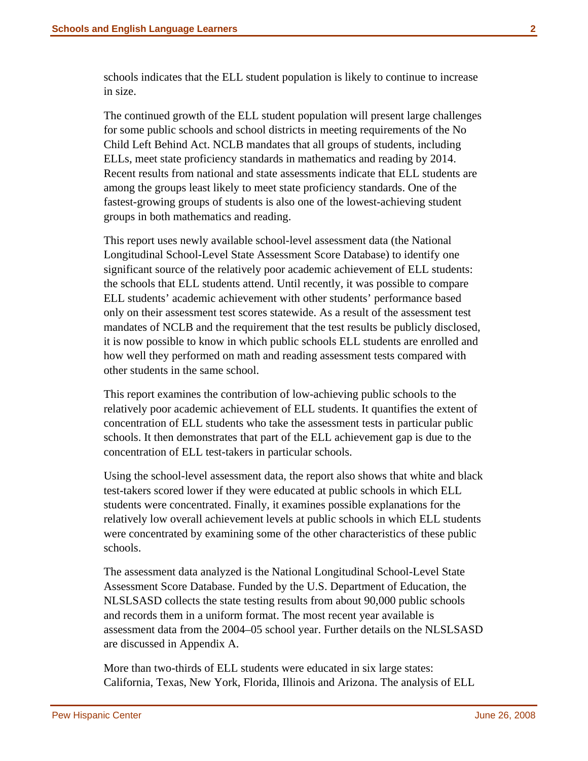schools indicates that the ELL student population is likely to continue to increase in size.

The continued growth of the ELL student population will present large challenges for some public schools and school districts in meeting requirements of the No Child Left Behind Act. NCLB mandates that all groups of students, including ELLs, meet state proficiency standards in mathematics and reading by 2014. Recent results from national and state assessments indicate that ELL students are among the groups least likely to meet state proficiency standards. One of the fastest-growing groups of students is also one of the lowest-achieving student groups in both mathematics and reading.

This report uses newly available school-level assessment data (the National Longitudinal School-Level State Assessment Score Database) to identify one significant source of the relatively poor academic achievement of ELL students: the schools that ELL students attend. Until recently, it was possible to compare ELL students' academic achievement with other students' performance based only on their assessment test scores statewide. As a result of the assessment test mandates of NCLB and the requirement that the test results be publicly disclosed, it is now possible to know in which public schools ELL students are enrolled and how well they performed on math and reading assessment tests compared with other students in the same school.

This report examines the contribution of low-achieving public schools to the relatively poor academic achievement of ELL students. It quantifies the extent of concentration of ELL students who take the assessment tests in particular public schools. It then demonstrates that part of the ELL achievement gap is due to the concentration of ELL test-takers in particular schools.

Using the school-level assessment data, the report also shows that white and black test-takers scored lower if they were educated at public schools in which ELL students were concentrated. Finally, it examines possible explanations for the relatively low overall achievement levels at public schools in which ELL students were concentrated by examining some of the other characteristics of these public schools.

The assessment data analyzed is the National Longitudinal School-Level State Assessment Score Database. Funded by the U.S. Department of Education, the NLSLSASD collects the state testing results from about 90,000 public schools and records them in a uniform format. The most recent year available is assessment data from the 2004–05 school year. Further details on the NLSLSASD are discussed in Appendix A.

More than two-thirds of ELL students were educated in six large states: California, Texas, New York, Florida, Illinois and Arizona. The analysis of ELL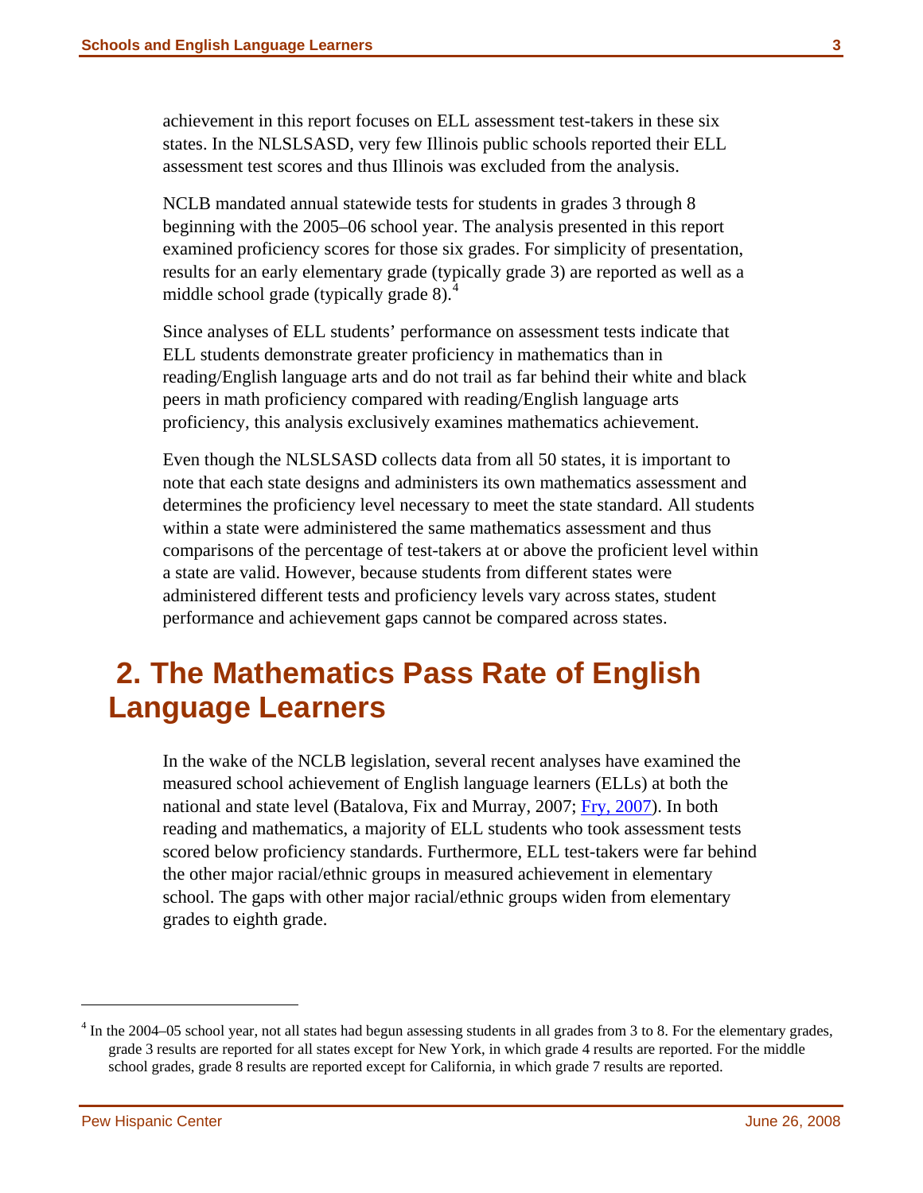achievement in this report focuses on ELL assessment test-takers in these six states. In the NLSLSASD, very few Illinois public schools reported their ELL assessment test scores and thus Illinois was excluded from the analysis.

NCLB mandated annual statewide tests for students in grades 3 through 8 beginning with the 2005–06 school year. The analysis presented in this report examined proficiency scores for those six grades. For simplicity of presentation, results for an early elementary grade (typically grade 3) are reported as well as a middle school grade (typically grade 8).[4]

Since analyses of ELL students' performance on assessment tests indicate that ELL students demonstrate greater proficiency in mathematics than in reading/English language arts and do not trail as far behind their white and black peers in math proficiency compared with reading/English language arts proficiency, this analysis exclusively examines mathematics achievement.

Even though the NLSLSASD collects data from all 50 states, it is important to note that each state designs and administers its own mathematics assessment and determines the proficiency level necessary to meet the state standard. All students within a state were administered the same mathematics assessment and thus comparisons of the percentage of test-takers at or above the proficient level within a state are valid. However, because students from different states were administered different tests and proficiency levels vary across states, student performance and achievement gaps cannot be compared across states.

# 2. The Mathematics Pass Rate of English Language Learners

In the wake of the NCLB legislation, several recent analyses have examined the measured school achievement of English language learners (ELLs) at both the national and state level (Batalova, Fix and Murray, 2007; Fry, 2007). In both reading and mathematics, a majority of ELL students who took assessment tests scored below proficiency standards. Furthermore, ELL test-takers were far behind the other major racial/ethnic groups in measured achievement in elementary school. The gaps with other major racial/ethnic groups widen from elementary grades to eighth grade.

---

[4] In the 2004–05 school year, not all states had begun assessing students in all grades from 3 to 8. For the elementary grades, grade 3 results are reported for all states except for New York, in which grade 4 results are reported. For the middle school grades, grade 8 results are reported except for California, in which grade 7 results are reported.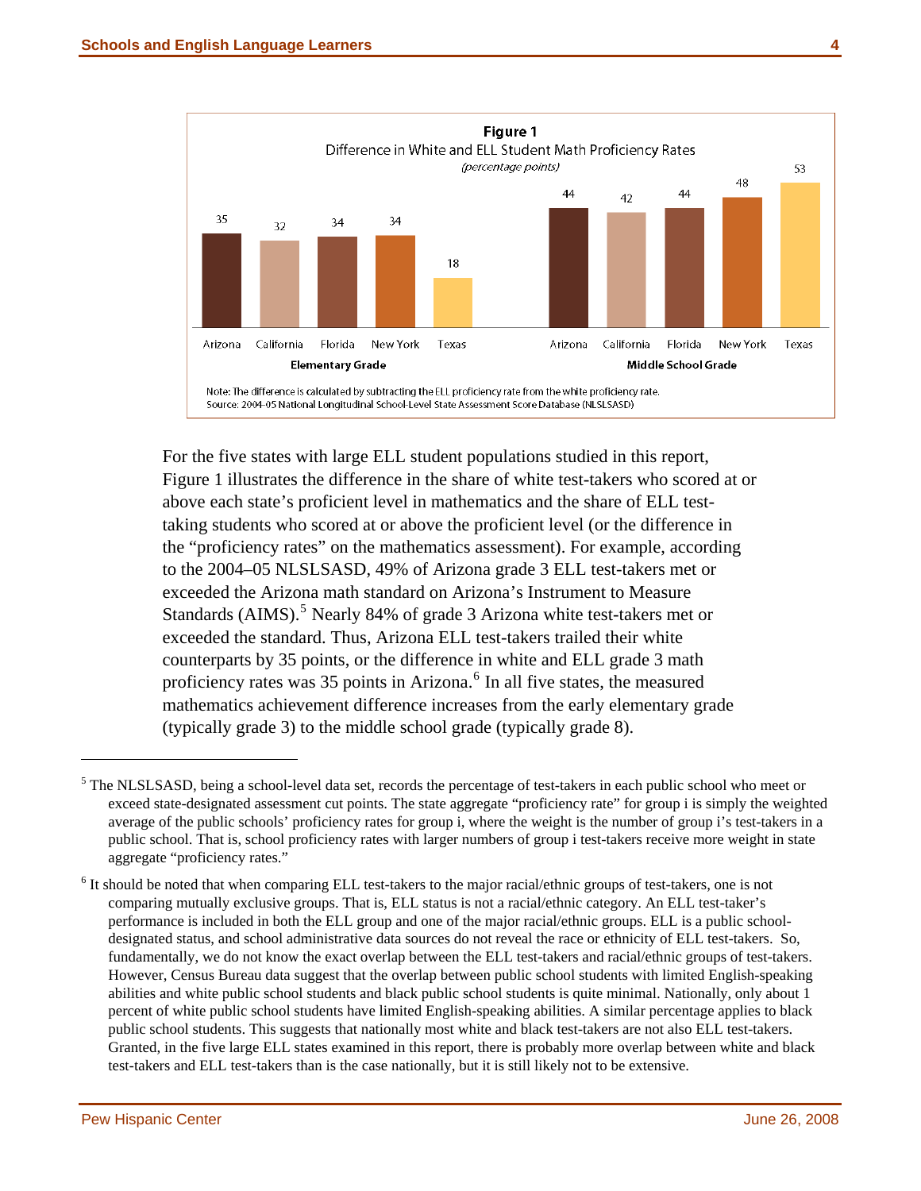**Figure 1**
Difference in White and ELL Student Math Proficiency Rates
*(percentage points)*

| State | Elementary Grade | Middle School Grade |
|---|---|---|
| Arizona | 35 | 44 |
| California | 32 | 42 |
| Florida | 34 | 44 |
| New York | 34 | 48 |
| Texas | 18 | 53 |

Note: The difference is calculated by subtracting the ELL proficiency rate from the white proficiency rate.
Source: 2004-05 National Longitudinal School-Level State Assessment Score Database (NLSLSASD)

For the five states with large ELL student populations studied in this report, Figure 1 illustrates the difference in the share of white test-takers who scored at or above each state's proficient level in mathematics and the share of ELL test-taking students who scored at or above the proficient level (or the difference in the "proficiency rates" on the mathematics assessment). For example, according to the 2004–05 NLSLSASD, 49% of Arizona grade 3 ELL test-takers met or exceeded the Arizona math standard on Arizona's Instrument to Measure Standards (AIMS).[5] Nearly 84% of grade 3 Arizona white test-takers met or exceeded the standard. Thus, Arizona ELL test-takers trailed their white counterparts by 35 points, or the difference in white and ELL grade 3 math proficiency rates was 35 points in Arizona.[6] In all five states, the measured mathematics achievement difference increases from the early elementary grade (typically grade 3) to the middle school grade (typically grade 8).

---

[5] The NLSLSASD, being a school-level data set, records the percentage of test-takers in each public school who meet or exceed state-designated assessment cut points. The state aggregate "proficiency rate" for group i is simply the weighted average of the public schools' proficiency rates for group i, where the weight is the number of group i's test-takers in a public school. That is, school proficiency rates with larger numbers of group i test-takers receive more weight in state aggregate "proficiency rates."

[6] It should be noted that when comparing ELL test-takers to the major racial/ethnic groups of test-takers, one is not comparing mutually exclusive groups. That is, ELL status is not a racial/ethnic category. An ELL test-taker's performance is included in both the ELL group and one of the major racial/ethnic groups. ELL is a public school-designated status, and school administrative data sources do not reveal the race or ethnicity of ELL test-takers. So, fundamentally, we do not know the exact overlap between the ELL test-takers and racial/ethnic groups of test-takers. However, Census Bureau data suggest that the overlap between public school students with limited English-speaking abilities and white public school students and black public school students is quite minimal. Nationally, only about 1 percent of white public school students have limited English-speaking abilities. A similar percentage applies to black public school students. This suggests that nationally most white and black test-takers are not also ELL test-takers. Granted, in the five large ELL states examined in this report, there is probably more overlap between white and black test-takers and ELL test-takers than is the case nationally, but it is still likely not to be extensive.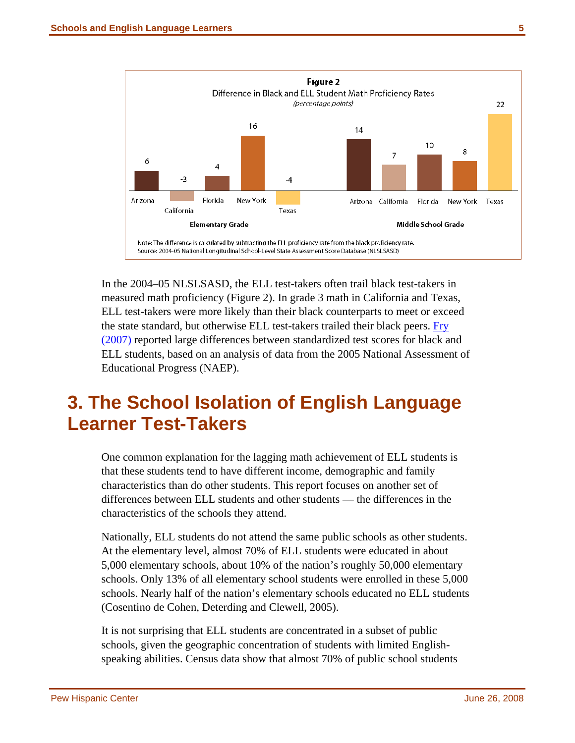**Figure 2**

Difference in Black and ELL Student Math Proficiency Rates

*(percentage points)*

| | Arizona | California | Florida | New York | Texas |
|---|---|---|---|---|---|
| Elementary Grade | 6 | -3 | 4 | 16 | -4 |
| Middle School Grade | 14 | 7 | 10 | 8 | 22 |

Note: The difference is calculated by subtracting the ELL proficiency rate from the black proficiency rate.

Source: 2004-05 National Longitudinal School-Level State Assessment Score Database (NLSLSASD)

In the 2004–05 NLSLSASD, the ELL test-takers often trail black test-takers in measured math proficiency (Figure 2). In grade 3 math in California and Texas, ELL test-takers were more likely than their black counterparts to meet or exceed the state standard, but otherwise ELL test-takers trailed their black peers. Fry (2007) reported large differences between standardized test scores for black and ELL students, based on an analysis of data from the 2005 National Assessment of Educational Progress (NAEP).

## 3. The School Isolation of English Language Learner Test-Takers

One common explanation for the lagging math achievement of ELL students is that these students tend to have different income, demographic and family characteristics than do other students. This report focuses on another set of differences between ELL students and other students — the differences in the characteristics of the schools they attend.

Nationally, ELL students do not attend the same public schools as other students. At the elementary level, almost 70% of ELL students were educated in about 5,000 elementary schools, about 10% of the nation's roughly 50,000 elementary schools. Only 13% of all elementary school students were enrolled in these 5,000 schools. Nearly half of the nation's elementary schools educated no ELL students (Cosentino de Cohen, Deterding and Clewell, 2005).

It is not surprising that ELL students are concentrated in a subset of public schools, given the geographic concentration of students with limited English-speaking abilities. Census data show that almost 70% of public school students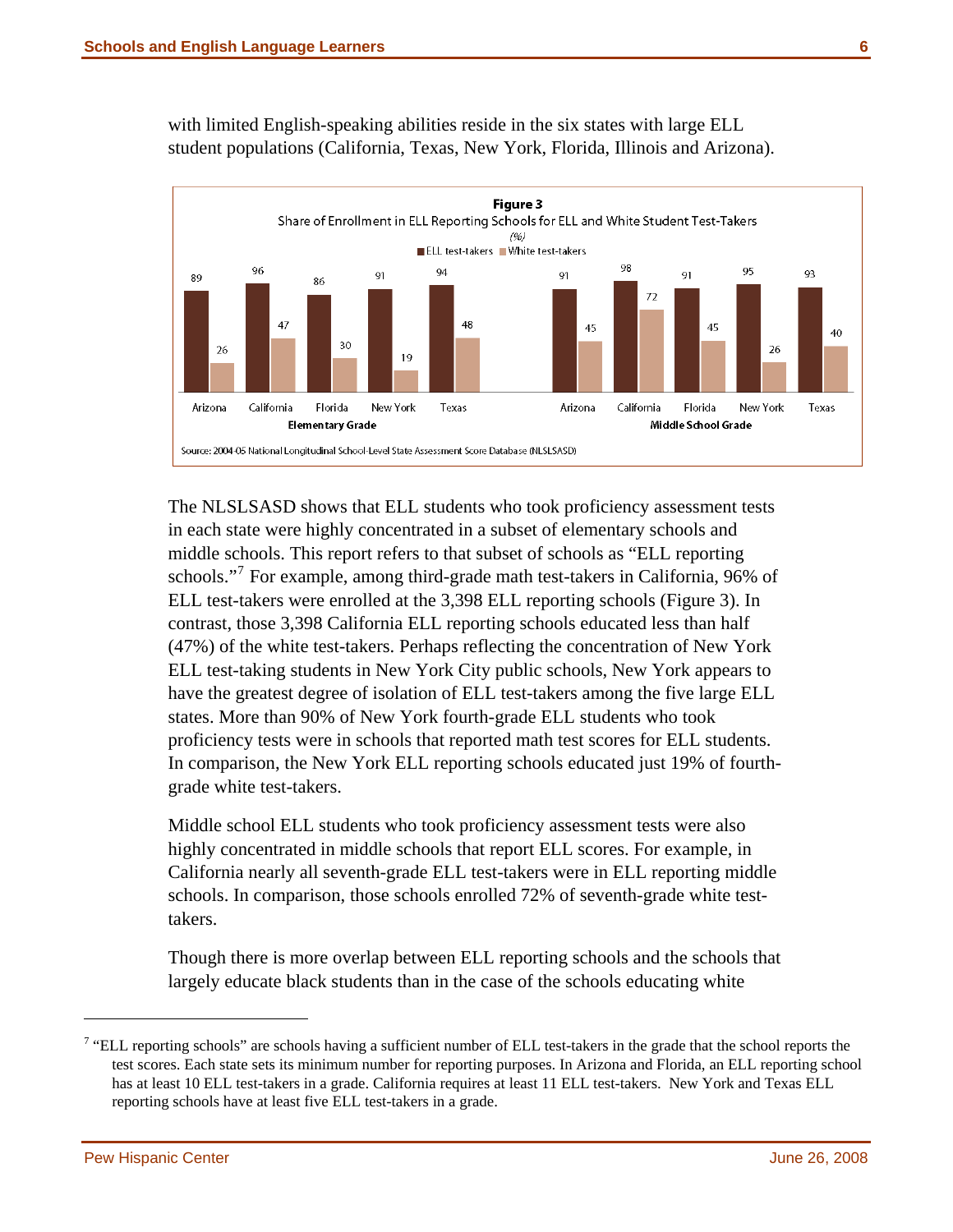with limited English-speaking abilities reside in the six states with large ELL student populations (California, Texas, New York, Florida, Illinois and Arizona).

**Figure 3**

Share of Enrollment in ELL Reporting Schools for ELL and White Student Test-Takers

*(%)*

| Grade | State | ELL test-takers | White test-takers |
|---|---|---|---|
| Elementary Grade | Arizona | 89 | 26 |
| | California | 96 | 47 |
| | Florida | 86 | 30 |
| | New York | 91 | 19 |
| | Texas | 94 | 48 |
| Middle School Grade | Arizona | 91 | 45 |
| | California | 98 | 72 |
| | Florida | 91 | 45 |
| | New York | 95 | 26 |
| | Texas | 93 | 40 |

Source: 2004-05 National Longitudinal School-Level State Assessment Score Database (NLSLSASD)

The NLSLSASD shows that ELL students who took proficiency assessment tests in each state were highly concentrated in a subset of elementary schools and middle schools. This report refers to that subset of schools as "ELL reporting schools."[7] For example, among third-grade math test-takers in California, 96% of ELL test-takers were enrolled at the 3,398 ELL reporting schools (Figure 3). In contrast, those 3,398 California ELL reporting schools educated less than half (47%) of the white test-takers. Perhaps reflecting the concentration of New York ELL test-taking students in New York City public schools, New York appears to have the greatest degree of isolation of ELL test-takers among the five large ELL states. More than 90% of New York fourth-grade ELL students who took proficiency tests were in schools that reported math test scores for ELL students. In comparison, the New York ELL reporting schools educated just 19% of fourth-grade white test-takers.

Middle school ELL students who took proficiency assessment tests were also highly concentrated in middle schools that report ELL scores. For example, in California nearly all seventh-grade ELL test-takers were in ELL reporting middle schools. In comparison, those schools enrolled 72% of seventh-grade white test-takers.

Though there is more overlap between ELL reporting schools and the schools that largely educate black students than in the case of the schools educating white

[7] "ELL reporting schools" are schools having a sufficient number of ELL test-takers in the grade that the school reports the test scores. Each state sets its minimum number for reporting purposes. In Arizona and Florida, an ELL reporting school has at least 10 ELL test-takers in a grade. California requires at least 11 ELL test-takers. New York and Texas ELL reporting schools have at least five ELL test-takers in a grade.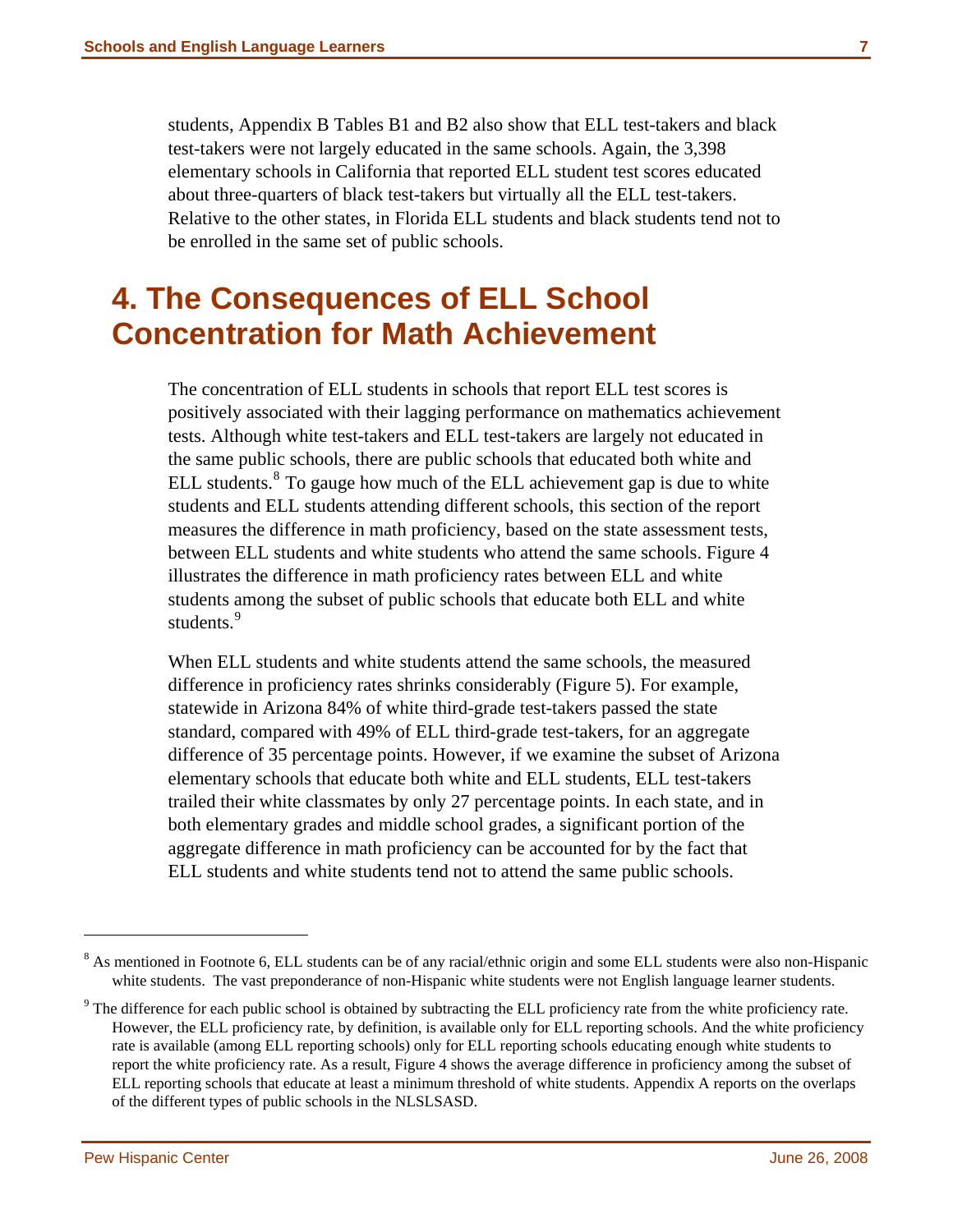students, Appendix B Tables B1 and B2 also show that ELL test-takers and black test-takers were not largely educated in the same schools. Again, the 3,398 elementary schools in California that reported ELL student test scores educated about three-quarters of black test-takers but virtually all the ELL test-takers. Relative to the other states, in Florida ELL students and black students tend not to be enrolled in the same set of public schools.

# 4. The Consequences of ELL School Concentration for Math Achievement

The concentration of ELL students in schools that report ELL test scores is positively associated with their lagging performance on mathematics achievement tests. Although white test-takers and ELL test-takers are largely not educated in the same public schools, there are public schools that educated both white and ELL students.[8] To gauge how much of the ELL achievement gap is due to white students and ELL students attending different schools, this section of the report measures the difference in math proficiency, based on the state assessment tests, between ELL students and white students who attend the same schools. Figure 4 illustrates the difference in math proficiency rates between ELL and white students among the subset of public schools that educate both ELL and white students.[9]

When ELL students and white students attend the same schools, the measured difference in proficiency rates shrinks considerably (Figure 5). For example, statewide in Arizona 84% of white third-grade test-takers passed the state standard, compared with 49% of ELL third-grade test-takers, for an aggregate difference of 35 percentage points. However, if we examine the subset of Arizona elementary schools that educate both white and ELL students, ELL test-takers trailed their white classmates by only 27 percentage points. In each state, and in both elementary grades and middle school grades, a significant portion of the aggregate difference in math proficiency can be accounted for by the fact that ELL students and white students tend not to attend the same public schools.

---

[8] As mentioned in Footnote 6, ELL students can be of any racial/ethnic origin and some ELL students were also non-Hispanic white students. The vast preponderance of non-Hispanic white students were not English language learner students.

[9] The difference for each public school is obtained by subtracting the ELL proficiency rate from the white proficiency rate. However, the ELL proficiency rate, by definition, is available only for ELL reporting schools. And the white proficiency rate is available (among ELL reporting schools) only for ELL reporting schools educating enough white students to report the white proficiency rate. As a result, Figure 4 shows the average difference in proficiency among the subset of ELL reporting schools that educate at least a minimum threshold of white students. Appendix A reports on the overlaps of the different types of public schools in the NLSLSASD.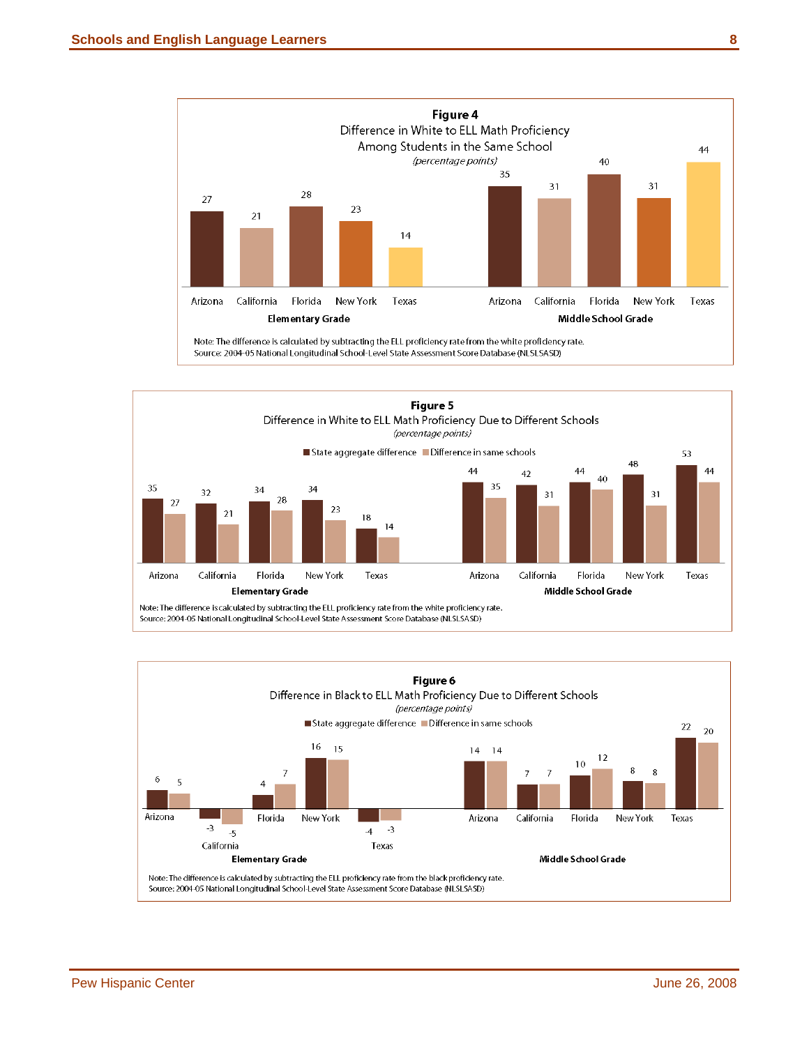**Figure 4**

Difference in White to ELL Math Proficiency Among Students in the Same School

*(percentage points)*

| | Arizona | California | Florida | New York | Texas |
|---|---|---|---|---|---|
| Elementary Grade | 27 | 21 | 28 | 23 | 14 |
| Middle School Grade | 35 | 31 | 40 | 31 | 44 |

Note: The difference is calculated by subtracting the ELL proficiency rate from the white proficiency rate.
Source: 2004-05 National Longitudinal School-Level State Assessment Score Database (NLSLSASD)

**Figure 5**

Difference in White to ELL Math Proficiency Due to Different Schools

*(percentage points)*

| | | Arizona | California | Florida | New York | Texas |
|---|---|---|---|---|---|---|
| Elementary Grade | State aggregate difference | 35 | 32 | 34 | 34 | 18 |
| | Difference in same schools | 27 | 21 | 28 | 23 | 14 |
| Middle School Grade | State aggregate difference | 44 | 42 | 44 | 48 | 53 |
| | Difference in same schools | 35 | 31 | 40 | 31 | 44 |

Note: The difference is calculated by subtracting the ELL proficiency rate from the white proficiency rate.
Source: 2004-05 National Longitudinal School-Level State Assessment Score Database (NLSLSASD)

**Figure 6**

Difference in Black to ELL Math Proficiency Due to Different Schools

*(percentage points)*

| | | Arizona | California | Florida | New York | Texas |
|---|---|---|---|---|---|---|
| Elementary Grade | State aggregate difference | 6 | -3 | 4 | 16 | -4 |
| | Difference in same schools | 5 | -5 | 7 | 15 | -3 |
| Middle School Grade | State aggregate difference | 14 | 7 | 10 | 8 | 22 |
| | Difference in same schools | 14 | 7 | 12 | 8 | 20 |

Note: The difference is calculated by subtracting the ELL proficiency rate from the black proficiency rate.
Source: 2004-05 National Longitudinal School-Level State Assessment Score Database (NLSLSASD)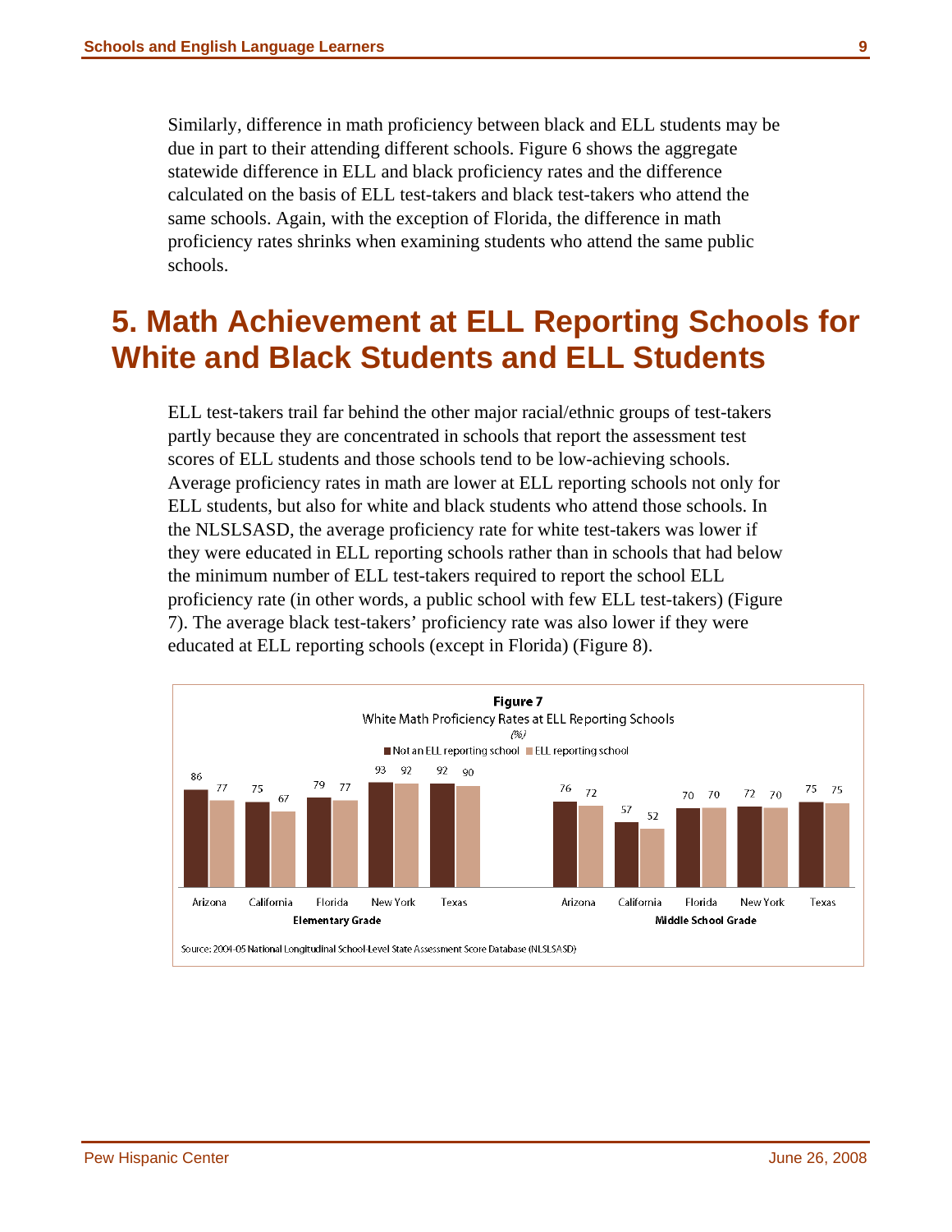Similarly, difference in math proficiency between black and ELL students may be due in part to their attending different schools. Figure 6 shows the aggregate statewide difference in ELL and black proficiency rates and the difference calculated on the basis of ELL test-takers and black test-takers who attend the same schools. Again, with the exception of Florida, the difference in math proficiency rates shrinks when examining students who attend the same public schools.

## 5. Math Achievement at ELL Reporting Schools for White and Black Students and ELL Students

ELL test-takers trail far behind the other major racial/ethnic groups of test-takers partly because they are concentrated in schools that report the assessment test scores of ELL students and those schools tend to be low-achieving schools. Average proficiency rates in math are lower at ELL reporting schools not only for ELL students, but also for white and black students who attend those schools. In the NLSLSASD, the average proficiency rate for white test-takers was lower if they were educated in ELL reporting schools rather than in schools that had below the minimum number of ELL test-takers required to report the school ELL proficiency rate (in other words, a public school with few ELL test-takers) (Figure 7). The average black test-takers' proficiency rate was also lower if they were educated at ELL reporting schools (except in Florida) (Figure 8).

**Figure 7**

White Math Proficiency Rates at ELL Reporting Schools

*(%)*

| Grade | State | Not an ELL reporting school | ELL reporting school |
|---|---|---|---|
| Elementary Grade | Arizona | 86 | 77 |
| | California | 75 | 67 |
| | Florida | 79 | 77 |
| | New York | 93 | 92 |
| | Texas | 92 | 90 |
| Middle School Grade | Arizona | 76 | 72 |
| | California | 57 | 52 |
| | Florida | 70 | 70 |
| | New York | 72 | 70 |
| | Texas | 75 | 75 |

Source: 2004-05 National Longitudinal School-Level State Assessment Score Database (NLSLSASD)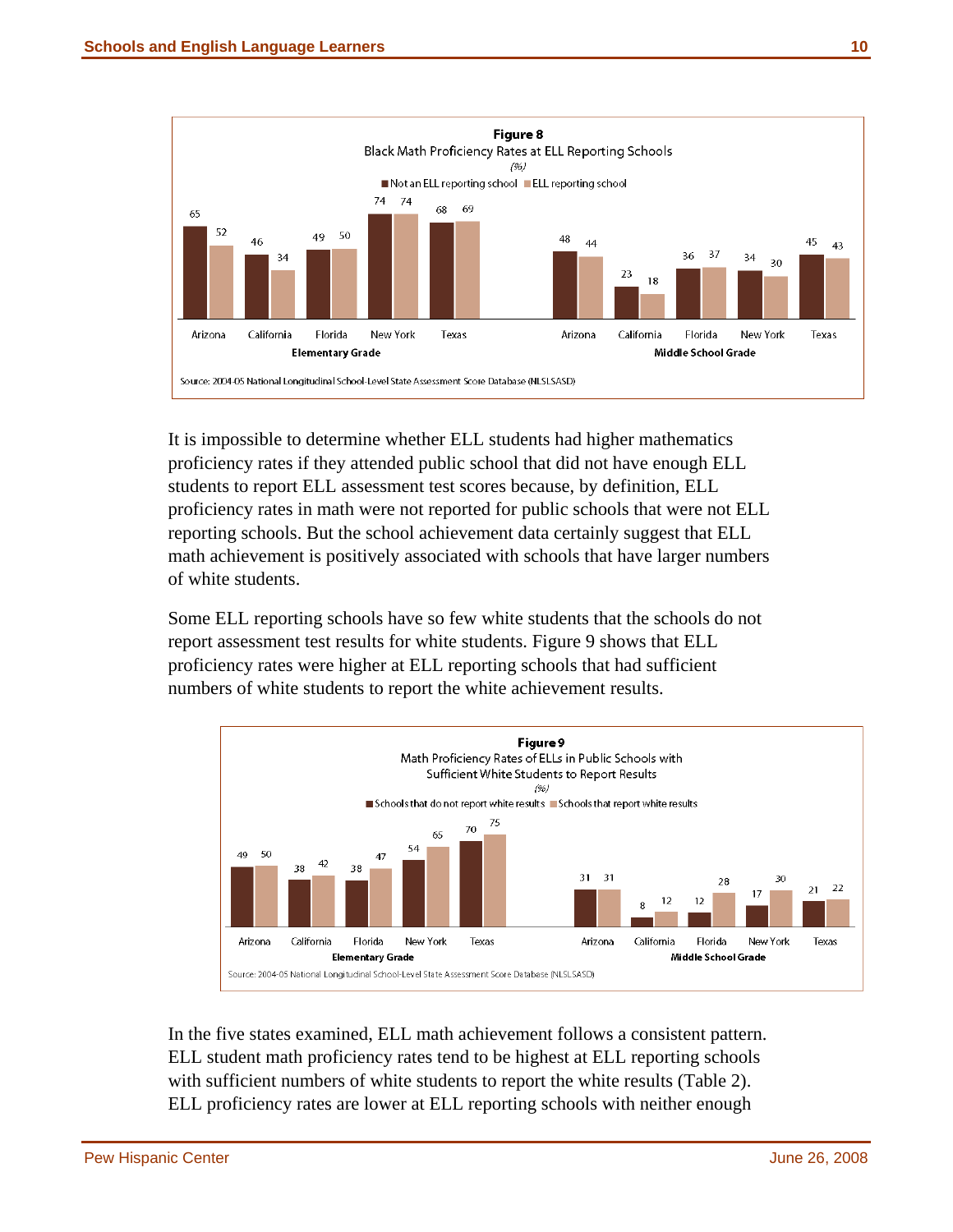**Figure 8**
Black Math Proficiency Rates at ELL Reporting Schools
*(%)*

| | Not an ELL reporting school | ELL reporting school |
|---|---|---|
| **Elementary Grade** | | |
| Arizona | 65 | 52 |
| California | 46 | 34 |
| Florida | 49 | 50 |
| New York | 74 | 74 |
| Texas | 68 | 69 |
| **Middle School Grade** | | |
| Arizona | 48 | 44 |
| California | 23 | 18 |
| Florida | 36 | 37 |
| New York | 34 | 30 |
| Texas | 45 | 43 |

Source: 2004-05 National Longitudinal School-Level State Assessment Score Database (NLSLSASD)

It is impossible to determine whether ELL students had higher mathematics proficiency rates if they attended public school that did not have enough ELL students to report ELL assessment test scores because, by definition, ELL proficiency rates in math were not reported for public schools that were not ELL reporting schools. But the school achievement data certainly suggest that ELL math achievement is positively associated with schools that have larger numbers of white students.

Some ELL reporting schools have so few white students that the schools do not report assessment test results for white students. Figure 9 shows that ELL proficiency rates were higher at ELL reporting schools that had sufficient numbers of white students to report the white achievement results.

**Figure 9**
Math Proficiency Rates of ELLs in Public Schools with Sufficient White Students to Report Results
*(%)*

| | Schools that do not report white results | Schools that report white results |
|---|---|---|
| **Elementary Grade** | | |
| Arizona | 49 | 50 |
| California | 38 | 42 |
| Florida | 38 | 47 |
| New York | 54 | 65 |
| Texas | 70 | 75 |
| **Middle School Grade** | | |
| Arizona | 31 | 31 |
| California | 8 | 12 |
| Florida | 12 | 28 |
| New York | 17 | 30 |
| Texas | 21 | 22 |

Source: 2004-05 National Longitudinal School-Level State Assessment Score Database (NLSLSASD)

In the five states examined, ELL math achievement follows a consistent pattern. ELL student math proficiency rates tend to be highest at ELL reporting schools with sufficient numbers of white students to report the white results (Table 2). ELL proficiency rates are lower at ELL reporting schools with neither enough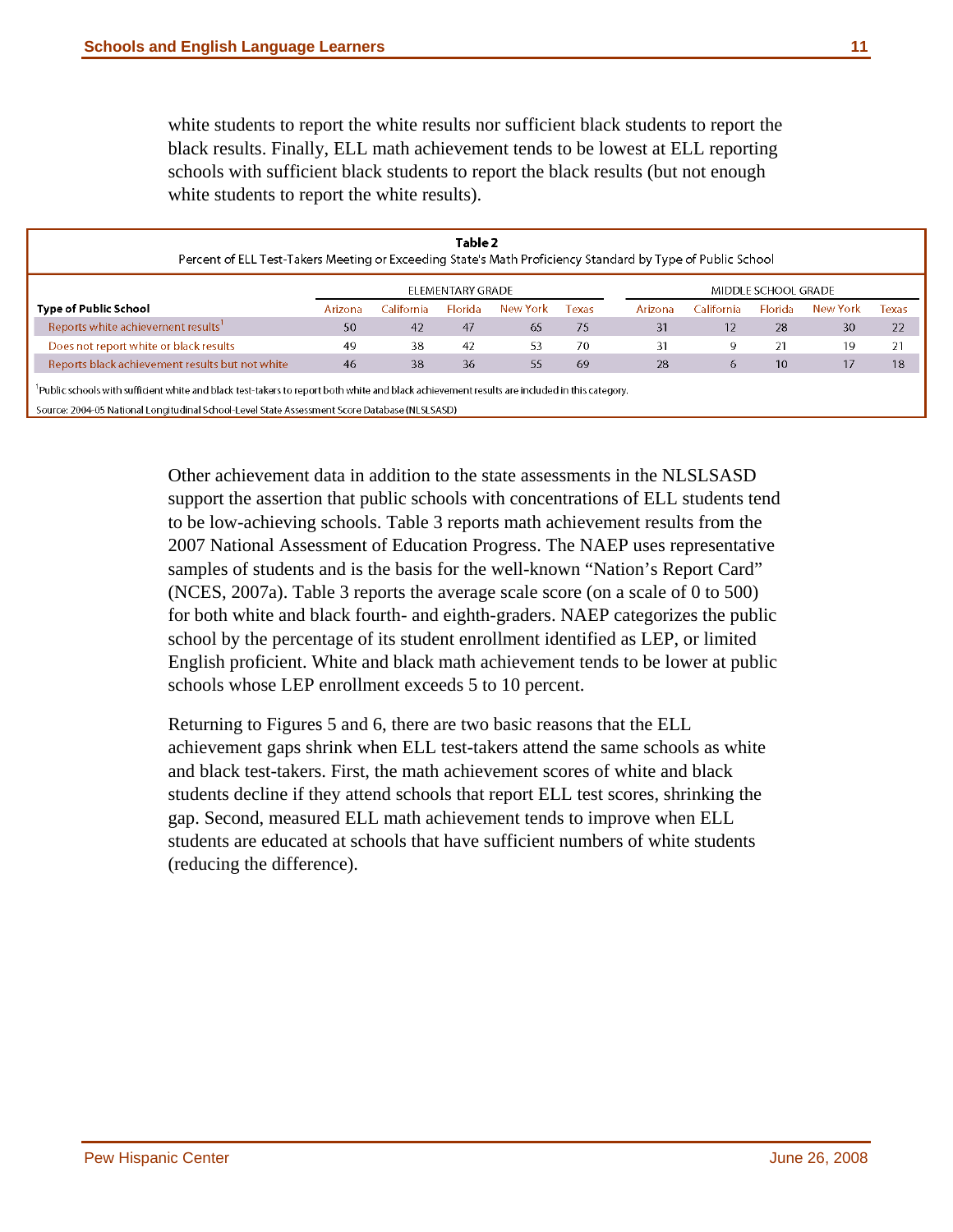white students to report the white results nor sufficient black students to report the black results. Finally, ELL math achievement tends to be lowest at ELL reporting schools with sufficient black students to report the black results (but not enough white students to report the white results).

**Table 2**

Percent of ELL Test-Takers Meeting or Exceeding State's Math Proficiency Standard by Type of Public School

| | ELEMENTARY GRADE | | | | | MIDDLE SCHOOL GRADE | | | | |
|---|---|---|---|---|---|---|---|---|---|---|
| **Type of Public School** | Arizona | California | Florida | New York | Texas | Arizona | California | Florida | New York | Texas |
| Reports white achievement results[1] | 50 | 42 | 47 | 65 | 75 | 31 | 12 | 28 | 30 | 22 |
| Does not report white or black results | 49 | 38 | 42 | 53 | 70 | 31 | 9 | 21 | 19 | 21 |
| Reports black achievement results but not white | 46 | 38 | 36 | 55 | 69 | 28 | 6 | 10 | 17 | 18 |

[1]Public schools with sufficient white and black test-takers to report both white and black achievement results are included in this category.

Source: 2004-05 National Longitudinal School-Level State Assessment Score Database (NLSLSASD)

Other achievement data in addition to the state assessments in the NLSLSASD support the assertion that public schools with concentrations of ELL students tend to be low-achieving schools. Table 3 reports math achievement results from the 2007 National Assessment of Education Progress. The NAEP uses representative samples of students and is the basis for the well-known "Nation's Report Card" (NCES, 2007a). Table 3 reports the average scale score (on a scale of 0 to 500) for both white and black fourth- and eighth-graders. NAEP categorizes the public school by the percentage of its student enrollment identified as LEP, or limited English proficient. White and black math achievement tends to be lower at public schools whose LEP enrollment exceeds 5 to 10 percent.

Returning to Figures 5 and 6, there are two basic reasons that the ELL achievement gaps shrink when ELL test-takers attend the same schools as white and black test-takers. First, the math achievement scores of white and black students decline if they attend schools that report ELL test scores, shrinking the gap. Second, measured ELL math achievement tends to improve when ELL students are educated at schools that have sufficient numbers of white students (reducing the difference).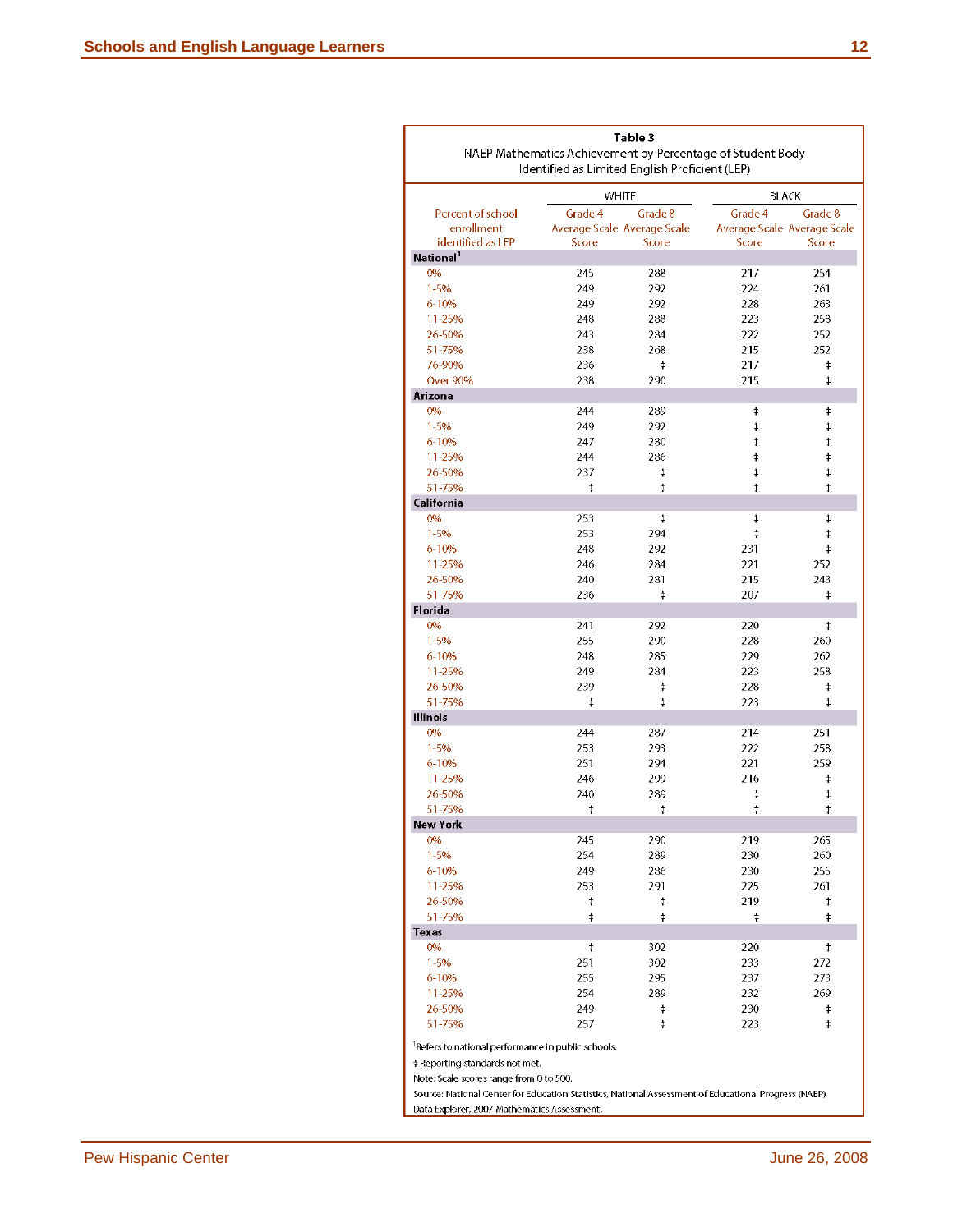**Table 3**
NAEP Mathematics Achievement by Percentage of Student Body Identified as Limited English Proficient (LEP)

| Percent of school enrollment identified as LEP | WHITE | | BLACK | |
|---|---|---|---|---|
| | Grade 4 Average Scale Score | Grade 8 Average Scale Score | Grade 4 Average Scale Score | Grade 8 Average Scale Score |
| **National[1]** | | | | |
| 0% | 245 | 288 | 217 | 254 |
| 1-5% | 249 | 292 | 224 | 261 |
| 6-10% | 249 | 292 | 228 | 263 |
| 11-25% | 248 | 288 | 223 | 258 |
| 26-50% | 243 | 284 | 222 | 252 |
| 51-75% | 238 | 268 | 215 | 252 |
| 76-90% | 236 | ‡ | 217 | ‡ |
| Over 90% | 238 | 290 | 215 | ‡ |
| **Arizona** | | | | |
| 0% | 244 | 289 | ‡ | ‡ |
| 1-5% | 249 | 292 | ‡ | ‡ |
| 6-10% | 247 | 280 | ‡ | ‡ |
| 11-25% | 244 | 286 | ‡ | ‡ |
| 26-50% | 237 | ‡ | ‡ | ‡ |
| 51-75% | ‡ | ‡ | ‡ | ‡ |
| **California** | | | | |
| 0% | 253 | ‡ | ‡ | ‡ |
| 1-5% | 253 | 294 | ‡ | ‡ |
| 6-10% | 248 | 292 | 231 | ‡ |
| 11-25% | 246 | 284 | 221 | 252 |
| 26-50% | 240 | 281 | 215 | 243 |
| 51-75% | 236 | ‡ | 207 | ‡ |
| **Florida** | | | | |
| 0% | 241 | 292 | 220 | ‡ |
| 1-5% | 255 | 290 | 228 | 260 |
| 6-10% | 248 | 285 | 229 | 262 |
| 11-25% | 249 | 284 | 223 | 258 |
| 26-50% | 239 | ‡ | 228 | ‡ |
| 51-75% | ‡ | ‡ | 223 | ‡ |
| **Illinois** | | | | |
| 0% | 244 | 287 | 214 | 251 |
| 1-5% | 253 | 293 | 222 | 258 |
| 6-10% | 251 | 294 | 221 | 259 |
| 11-25% | 246 | 299 | 216 | ‡ |
| 26-50% | 240 | 289 | ‡ | ‡ |
| 51-75% | ‡ | ‡ | ‡ | ‡ |
| **New York** | | | | |
| 0% | 245 | 290 | 219 | 265 |
| 1-5% | 254 | 289 | 230 | 260 |
| 6-10% | 249 | 286 | 230 | 255 |
| 11-25% | 253 | 291 | 225 | 261 |
| 26-50% | ‡ | ‡ | 219 | ‡ |
| 51-75% | ‡ | ‡ | ‡ | ‡ |
| **Texas** | | | | |
| 0% | ‡ | 302 | 220 | ‡ |
| 1-5% | 251 | 302 | 233 | 272 |
| 6-10% | 255 | 295 | 237 | 273 |
| 11-25% | 254 | 289 | 232 | 269 |
| 26-50% | 249 | ‡ | 230 | ‡ |
| 51-75% | 257 | ‡ | 223 | ‡ |

[1] Refers to national performance in public schools.

‡ Reporting standards not met.

Note: Scale scores range from 0 to 500.

Source: National Center for Education Statistics, National Assessment of Educational Progress (NAEP) Data Explorer, 2007 Mathematics Assessment.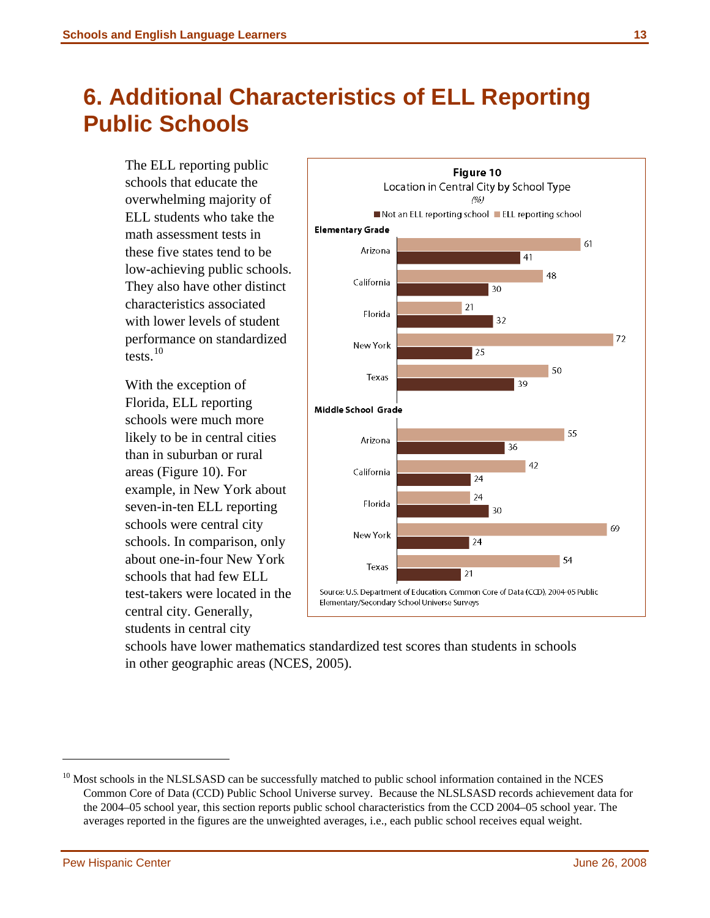# 6. Additional Characteristics of ELL Reporting Public Schools

The ELL reporting public schools that educate the overwhelming majority of ELL students who take the math assessment tests in these five states tend to be low-achieving public schools. They also have other distinct characteristics associated with lower levels of student performance on standardized tests.[10]

With the exception of Florida, ELL reporting schools were much more likely to be in central cities than in suburban or rural areas (Figure 10). For example, in New York about seven-in-ten ELL reporting schools were central city schools. In comparison, only about one-in-four New York schools that had few ELL test-takers were located in the central city. Generally, students in central city schools have lower mathematics standardized test scores than students in schools in other geographic areas (NCES, 2005).

**Figure 10**

Location in Central City by School Type

*(%)*

| | Not an ELL reporting school | ELL reporting school |
|---|---|---|
| **Elementary Grade** | | |
| Arizona | 41 | 61 |
| California | 30 | 48 |
| Florida | 32 | 21 |
| New York | 25 | 72 |
| Texas | 39 | 50 |
| **Middle School Grade** | | |
| Arizona | 36 | 55 |
| California | 24 | 42 |
| Florida | 30 | 24 |
| New York | 24 | 69 |
| Texas | 21 | 54 |

Source: U.S. Department of Education, Common Core of Data (CCD), 2004-05 Public Elementary/Secondary School Universe Surveys

---

[10] Most schools in the NLSLSASD can be successfully matched to public school information contained in the NCES Common Core of Data (CCD) Public School Universe survey. Because the NLSLSASD records achievement data for the 2004–05 school year, this section reports public school characteristics from the CCD 2004–05 school year. The averages reported in the figures are the unweighted averages, i.e., each public school receives equal weight.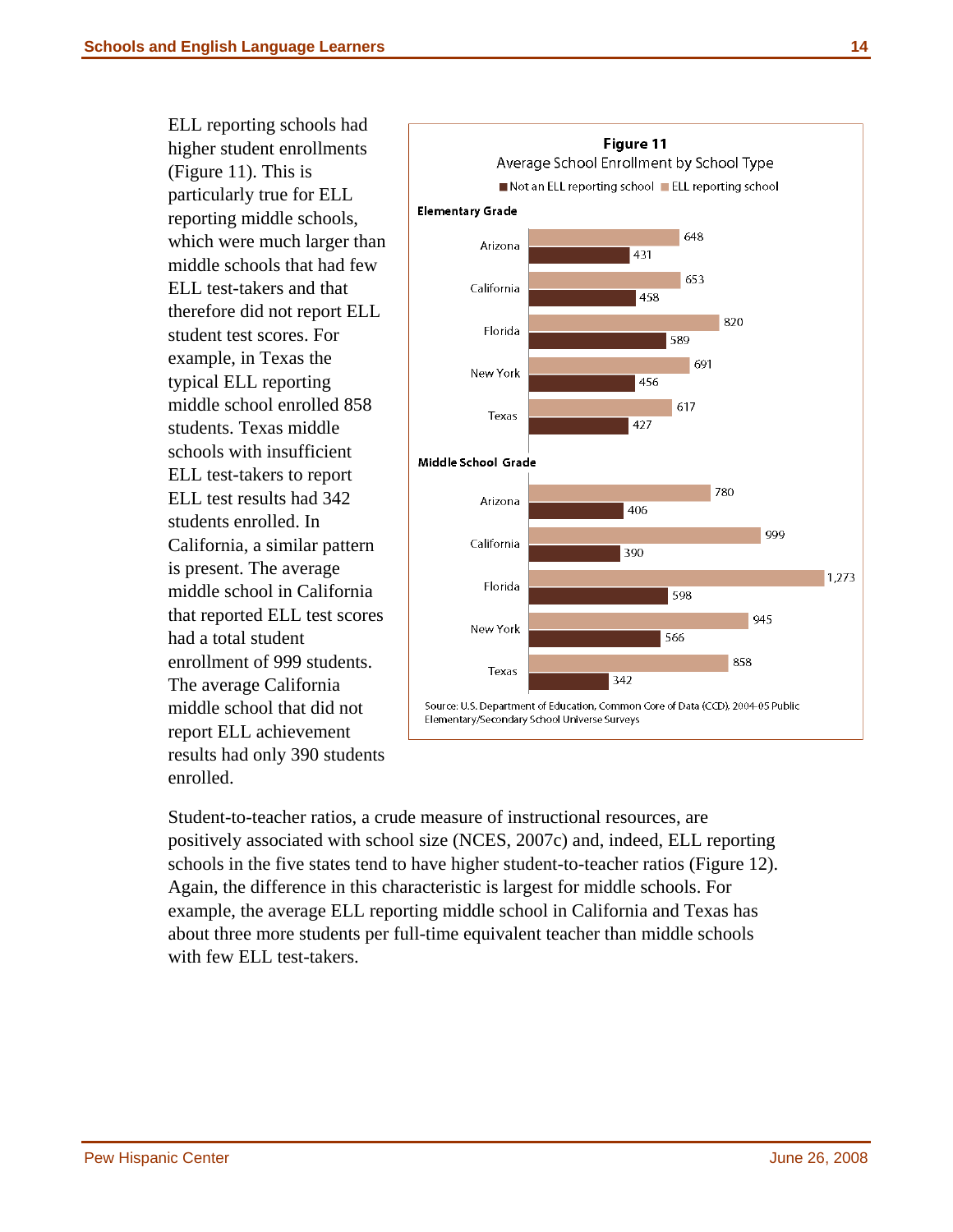ELL reporting schools had higher student enrollments (Figure 11). This is particularly true for ELL reporting middle schools, which were much larger than middle schools that had few ELL test-takers and that therefore did not report ELL student test scores. For example, in Texas the typical ELL reporting middle school enrolled 858 students. Texas middle schools with insufficient ELL test-takers to report ELL test results had 342 students enrolled. In California, a similar pattern is present. The average middle school in California that reported ELL test scores had a total student enrollment of 999 students. The average California middle school that did not report ELL achievement results had only 390 students enrolled.

**Figure 11**
Average School Enrollment by School Type

| | Not an ELL reporting school | ELL reporting school |
|---|---|---|
| **Elementary Grade** | | |
| Arizona | 431 | 648 |
| California | 458 | 653 |
| Florida | 589 | 820 |
| New York | 456 | 691 |
| Texas | 427 | 617 |
| **Middle School Grade** | | |
| Arizona | 406 | 780 |
| California | 390 | 999 |
| Florida | 598 | 1,273 |
| New York | 566 | 945 |
| Texas | 342 | 858 |

Source: U.S. Department of Education, Common Core of Data (CCD), 2004-05 Public Elementary/Secondary School Universe Surveys

Student-to-teacher ratios, a crude measure of instructional resources, are positively associated with school size (NCES, 2007c) and, indeed, ELL reporting schools in the five states tend to have higher student-to-teacher ratios (Figure 12). Again, the difference in this characteristic is largest for middle schools. For example, the average ELL reporting middle school in California and Texas has about three more students per full-time equivalent teacher than middle schools with few ELL test-takers.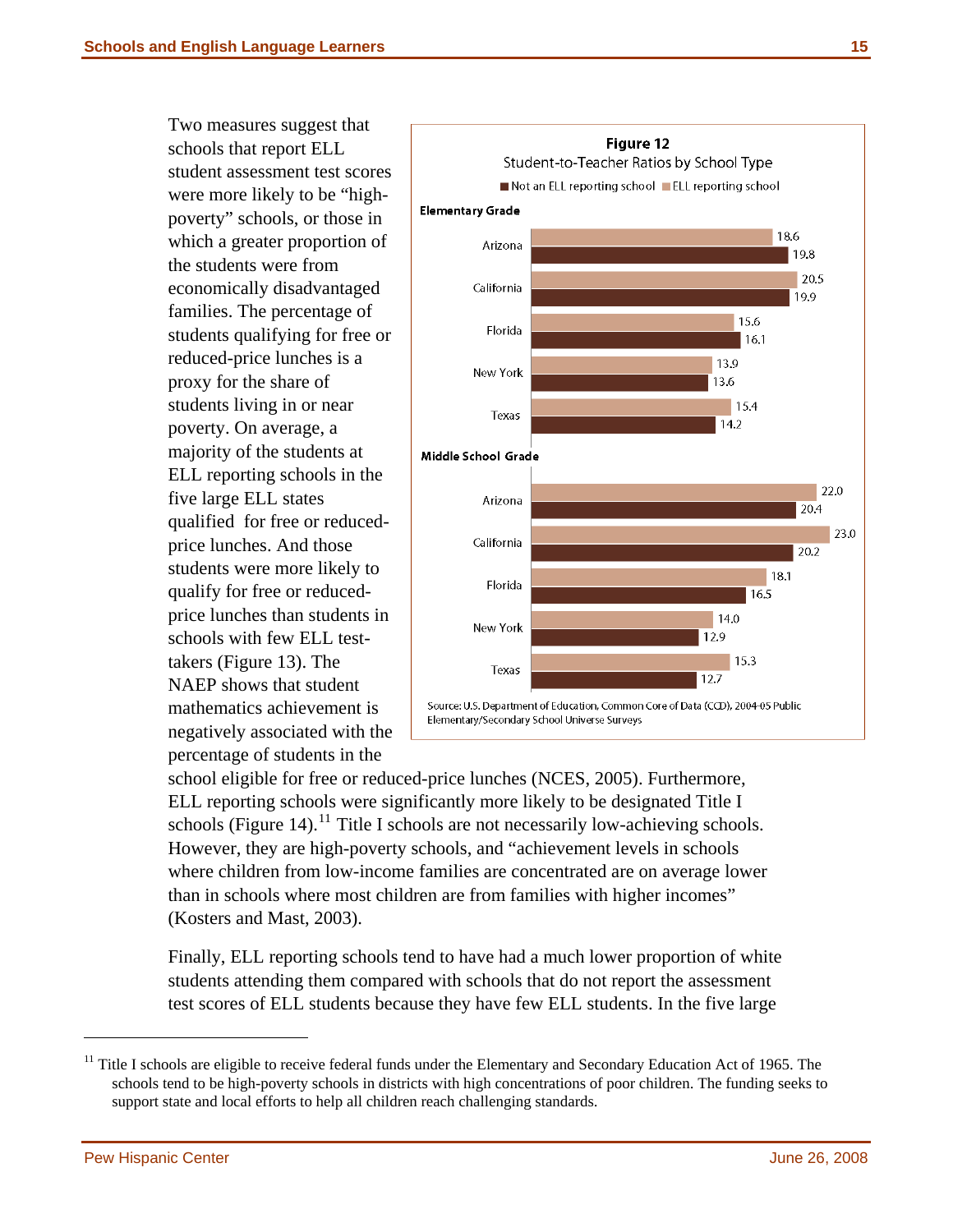Two measures suggest that schools that report ELL student assessment test scores were more likely to be "high-poverty" schools, or those in which a greater proportion of the students were from economically disadvantaged families. The percentage of students qualifying for free or reduced-price lunches is a proxy for the share of students living in or near poverty. On average, a majority of the students at ELL reporting schools in the five large ELL states qualified for free or reduced-price lunches. And those students were more likely to qualify for free or reduced-price lunches than students in schools with few ELL test-takers (Figure 13). The NAEP shows that student mathematics achievement is negatively associated with the percentage of students in the school eligible for free or reduced-price lunches (NCES, 2005). Furthermore, ELL reporting schools were significantly more likely to be designated Title I schools (Figure 14).[11] Title I schools are not necessarily low-achieving schools. However, they are high-poverty schools, and "achievement levels in schools where children from low-income families are concentrated are on average lower than in schools where most children are from families with higher incomes" (Kosters and Mast, 2003).

**Figure 12**

Student-to-Teacher Ratios by School Type

| | Not an ELL reporting school | ELL reporting school |
|---|---|---|
| **Elementary Grade** | | |
| Arizona | 19.8 | 18.6 |
| California | 19.9 | 20.5 |
| Florida | 16.1 | 15.6 |
| New York | 13.6 | 13.9 |
| Texas | 14.2 | 15.4 |
| **Middle School Grade** | | |
| Arizona | 20.4 | 22.0 |
| California | 20.2 | 23.0 |
| Florida | 16.5 | 18.1 |
| New York | 12.9 | 14.0 |
| Texas | 12.7 | 15.3 |

Source: U.S. Department of Education, Common Core of Data (CCD), 2004-05 Public Elementary/Secondary School Universe Surveys

Finally, ELL reporting schools tend to have had a much lower proportion of white students attending them compared with schools that do not report the assessment test scores of ELL students because they have few ELL students. In the five large

[11] Title I schools are eligible to receive federal funds under the Elementary and Secondary Education Act of 1965. The schools tend to be high-poverty schools in districts with high concentrations of poor children. The funding seeks to support state and local efforts to help all children reach challenging standards.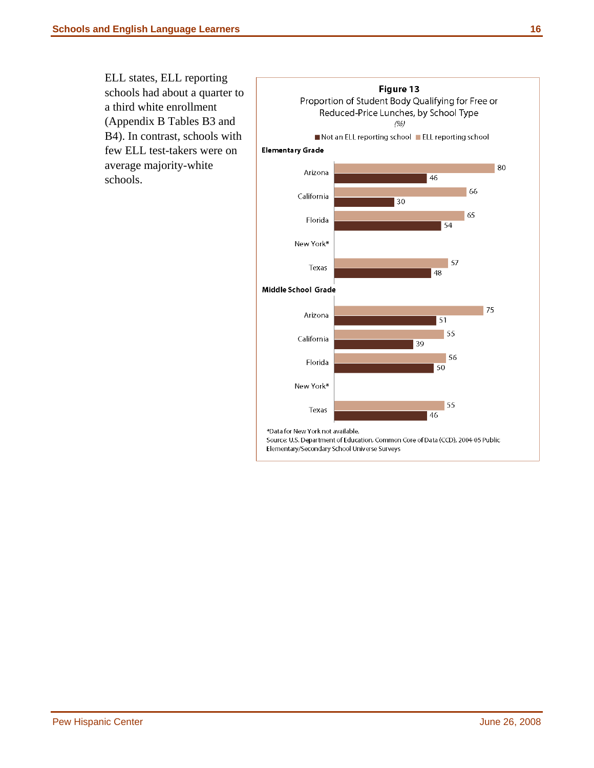ELL states, ELL reporting schools had about a quarter to a third white enrollment (Appendix B Tables B3 and B4). In contrast, schools with few ELL test-takers were on average majority-white schools.

**Figure 13**

Proportion of Student Body Qualifying for Free or Reduced-Price Lunches, by School Type

*(%)*

**Elementary Grade**

| State | ELL reporting school | Not an ELL reporting school |
|---|---|---|
| Arizona | 80 | 46 |
| California | 66 | 30 |
| Florida | 65 | 54 |
| New York* | | |
| Texas | 57 | 48 |

**Middle School Grade**

| State | ELL reporting school | Not an ELL reporting school |
|---|---|---|
| Arizona | 75 | 51 |
| California | 55 | 39 |
| Florida | 56 | 50 |
| New York* | | |
| Texas | 55 | 46 |

*Data for New York not available.

Source: U.S. Department of Education, Common Core of Data (CCD), 2004-05 Public Elementary/Secondary School Universe Surveys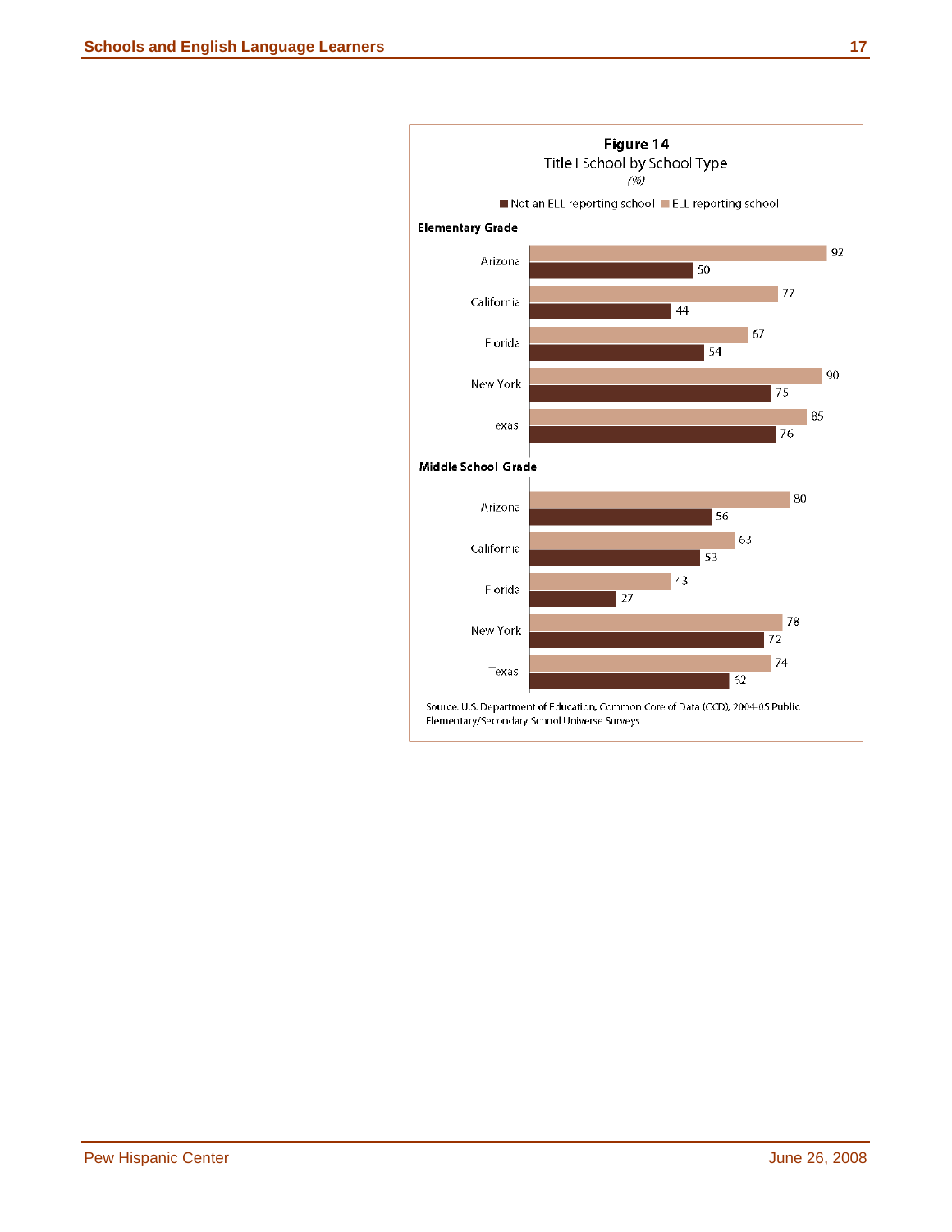**Figure 14**

Title I School by School Type

*(%)*

**Elementary Grade**

| | Not an ELL reporting school | ELL reporting school |
|---|---|---|
| Arizona | 50 | 92 |
| California | 44 | 77 |
| Florida | 54 | 67 |
| New York | 75 | 90 |
| Texas | 76 | 85 |

**Middle School Grade**

| | Not an ELL reporting school | ELL reporting school |
|---|---|---|
| Arizona | 56 | 80 |
| California | 53 | 63 |
| Florida | 27 | 43 |
| New York | 72 | 78 |
| Texas | 62 | 74 |

Source: U.S. Department of Education, Common Core of Data (CCD), 2004-05 Public Elementary/Secondary School Universe Surveys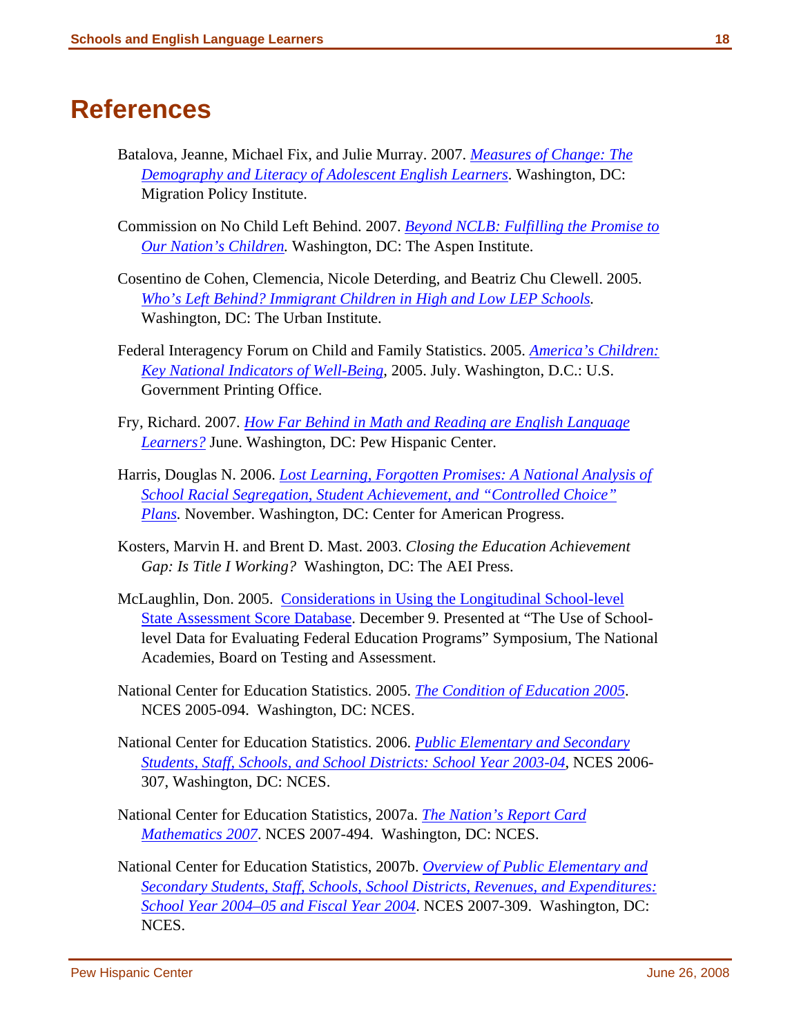# References

Batalova, Jeanne, Michael Fix, and Julie Murray. 2007. *Measures of Change: The Demography and Literacy of Adolescent English Learners*. Washington, DC: Migration Policy Institute.

Commission on No Child Left Behind. 2007. *Beyond NCLB: Fulfilling the Promise to Our Nation's Children.* Washington, DC: The Aspen Institute.

Cosentino de Cohen, Clemencia, Nicole Deterding, and Beatriz Chu Clewell. 2005. *Who's Left Behind? Immigrant Children in High and Low LEP Schools.* Washington, DC: The Urban Institute.

Federal Interagency Forum on Child and Family Statistics. 2005. *America's Children: Key National Indicators of Well-Being*, 2005. July. Washington, D.C.: U.S. Government Printing Office.

Fry, Richard. 2007. *How Far Behind in Math and Reading are English Language Learners?* June. Washington, DC: Pew Hispanic Center.

Harris, Douglas N. 2006. *Lost Learning, Forgotten Promises: A National Analysis of School Racial Segregation, Student Achievement, and "Controlled Choice" Plans.* November. Washington, DC: Center for American Progress.

Kosters, Marvin H. and Brent D. Mast. 2003. *Closing the Education Achievement Gap: Is Title I Working?* Washington, DC: The AEI Press.

McLaughlin, Don. 2005. Considerations in Using the Longitudinal School-level State Assessment Score Database. December 9. Presented at "The Use of School-level Data for Evaluating Federal Education Programs" Symposium, The National Academies, Board on Testing and Assessment.

National Center for Education Statistics. 2005. *The Condition of Education 2005*. NCES 2005-094. Washington, DC: NCES.

National Center for Education Statistics. 2006. *Public Elementary and Secondary Students, Staff, Schools, and School Districts: School Year 2003-04*, NCES 2006-307, Washington, DC: NCES.

National Center for Education Statistics, 2007a. *The Nation's Report Card Mathematics 2007*. NCES 2007-494. Washington, DC: NCES.

National Center for Education Statistics, 2007b. *Overview of Public Elementary and Secondary Students, Staff, Schools, School Districts, Revenues, and Expenditures: School Year 2004–05 and Fiscal Year 2004*. NCES 2007-309. Washington, DC: NCES.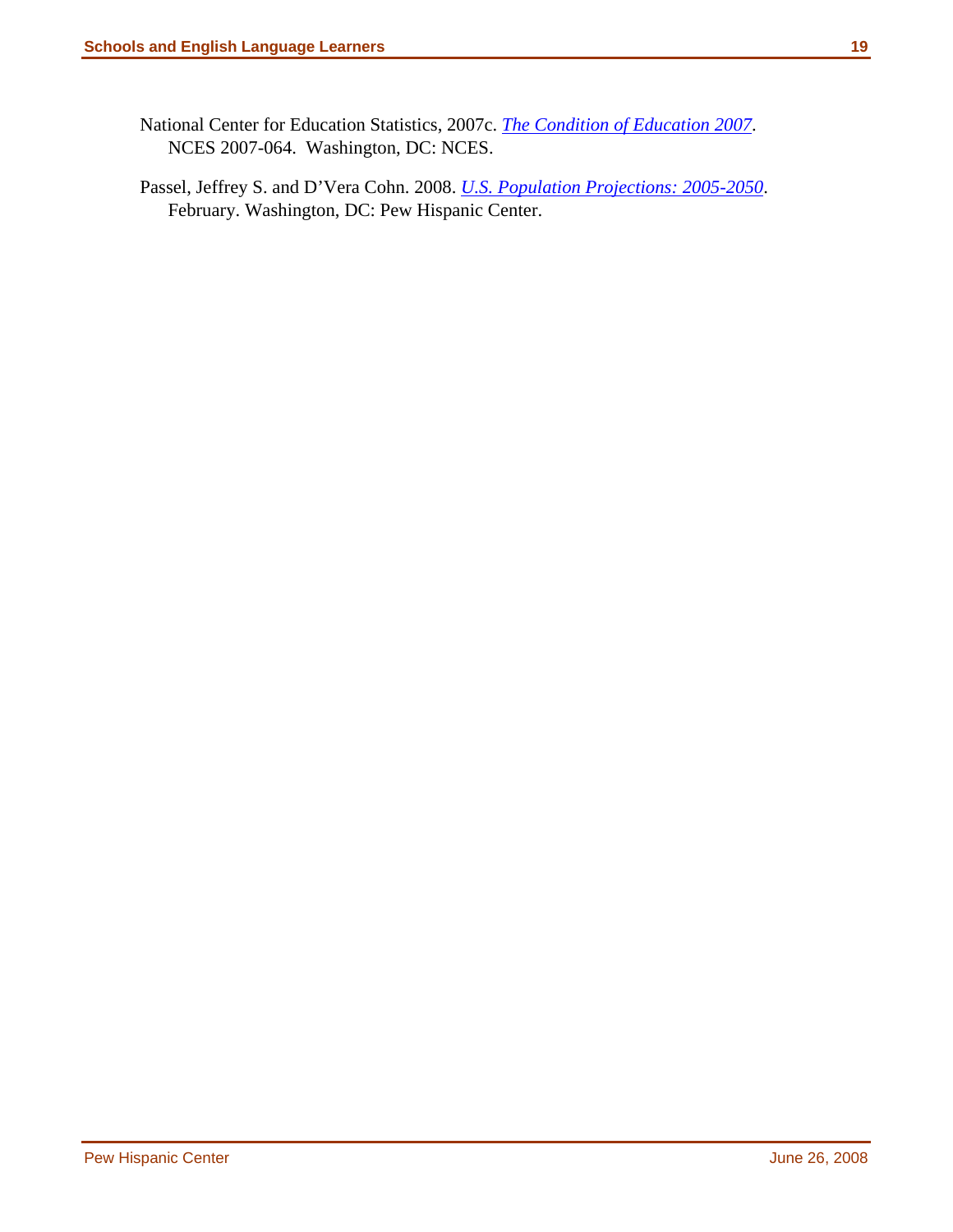National Center for Education Statistics, 2007c. *The Condition of Education 2007*. NCES 2007-064. Washington, DC: NCES.

Passel, Jeffrey S. and D'Vera Cohn. 2008. *U.S. Population Projections: 2005-2050*. February. Washington, DC: Pew Hispanic Center.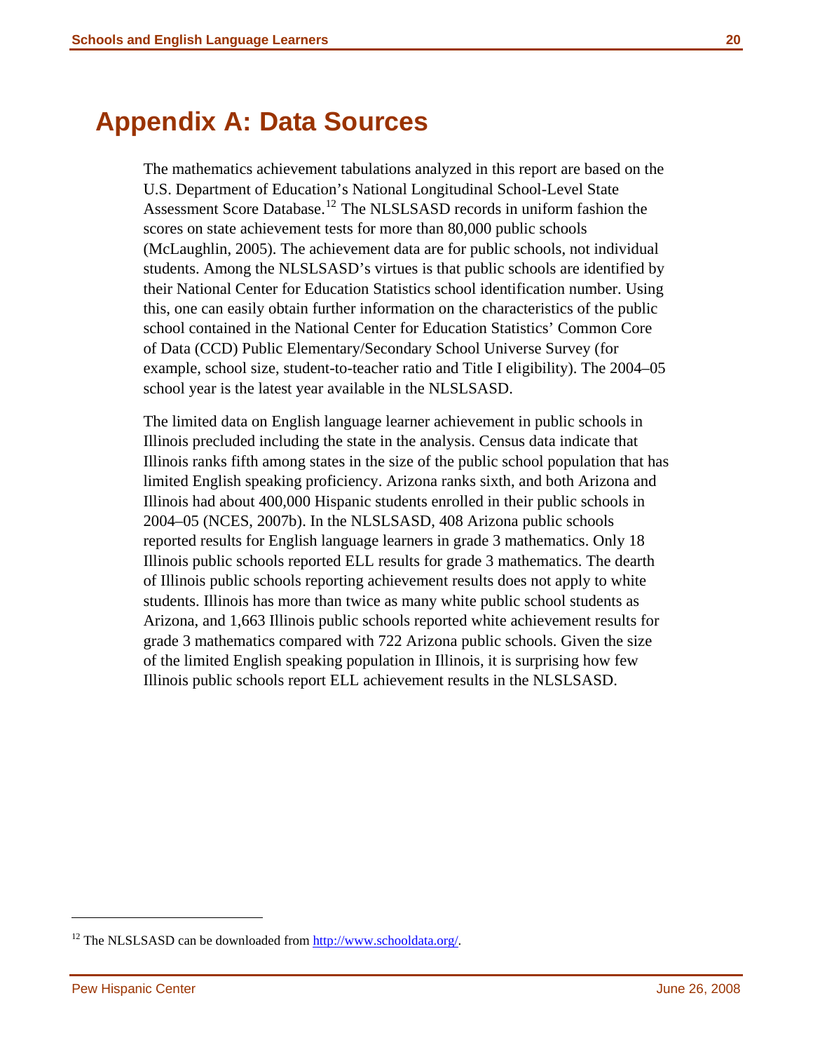# Appendix A: Data Sources

The mathematics achievement tabulations analyzed in this report are based on the U.S. Department of Education's National Longitudinal School-Level State Assessment Score Database.[12] The NLSLSASD records in uniform fashion the scores on state achievement tests for more than 80,000 public schools (McLaughlin, 2005). The achievement data are for public schools, not individual students. Among the NLSLSASD's virtues is that public schools are identified by their National Center for Education Statistics school identification number. Using this, one can easily obtain further information on the characteristics of the public school contained in the National Center for Education Statistics' Common Core of Data (CCD) Public Elementary/Secondary School Universe Survey (for example, school size, student-to-teacher ratio and Title I eligibility). The 2004–05 school year is the latest year available in the NLSLSASD.

The limited data on English language learner achievement in public schools in Illinois precluded including the state in the analysis. Census data indicate that Illinois ranks fifth among states in the size of the public school population that has limited English speaking proficiency. Arizona ranks sixth, and both Arizona and Illinois had about 400,000 Hispanic students enrolled in their public schools in 2004–05 (NCES, 2007b). In the NLSLSASD, 408 Arizona public schools reported results for English language learners in grade 3 mathematics. Only 18 Illinois public schools reported ELL results for grade 3 mathematics. The dearth of Illinois public schools reporting achievement results does not apply to white students. Illinois has more than twice as many white public school students as Arizona, and 1,663 Illinois public schools reported white achievement results for grade 3 mathematics compared with 722 Arizona public schools. Given the size of the limited English speaking population in Illinois, it is surprising how few Illinois public schools report ELL achievement results in the NLSLSASD.

[12] The NLSLSASD can be downloaded from http://www.schooldata.org/.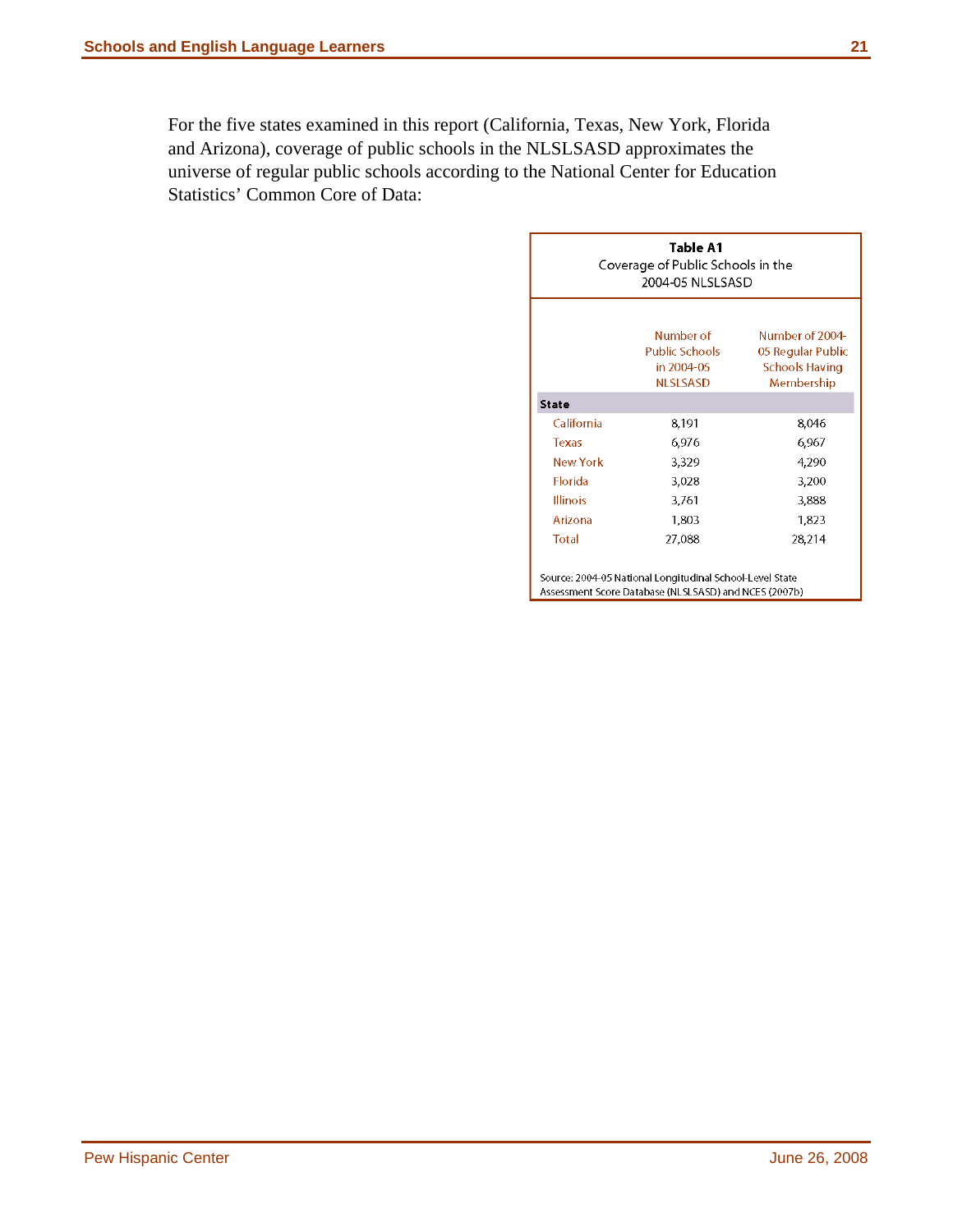For the five states examined in this report (California, Texas, New York, Florida and Arizona), coverage of public schools in the NLSLSASD approximates the universe of regular public schools according to the National Center for Education Statistics' Common Core of Data:

**Table A1**

Coverage of Public Schools in the 2004-05 NLSLSASD

| State | Number of Public Schools in 2004-05 NLSLSASD | Number of 2004-05 Regular Public Schools Having Membership |
|---|---|---|
| California | 8,191 | 8,046 |
| Texas | 6,976 | 6,967 |
| New York | 3,329 | 4,290 |
| Florida | 3,028 | 3,200 |
| Illinois | 3,761 | 3,888 |
| Arizona | 1,803 | 1,823 |
| Total | 27,088 | 28,214 |

Source: 2004-05 National Longitudinal School-Level State Assessment Score Database (NLSLSASD) and NCES (2007b)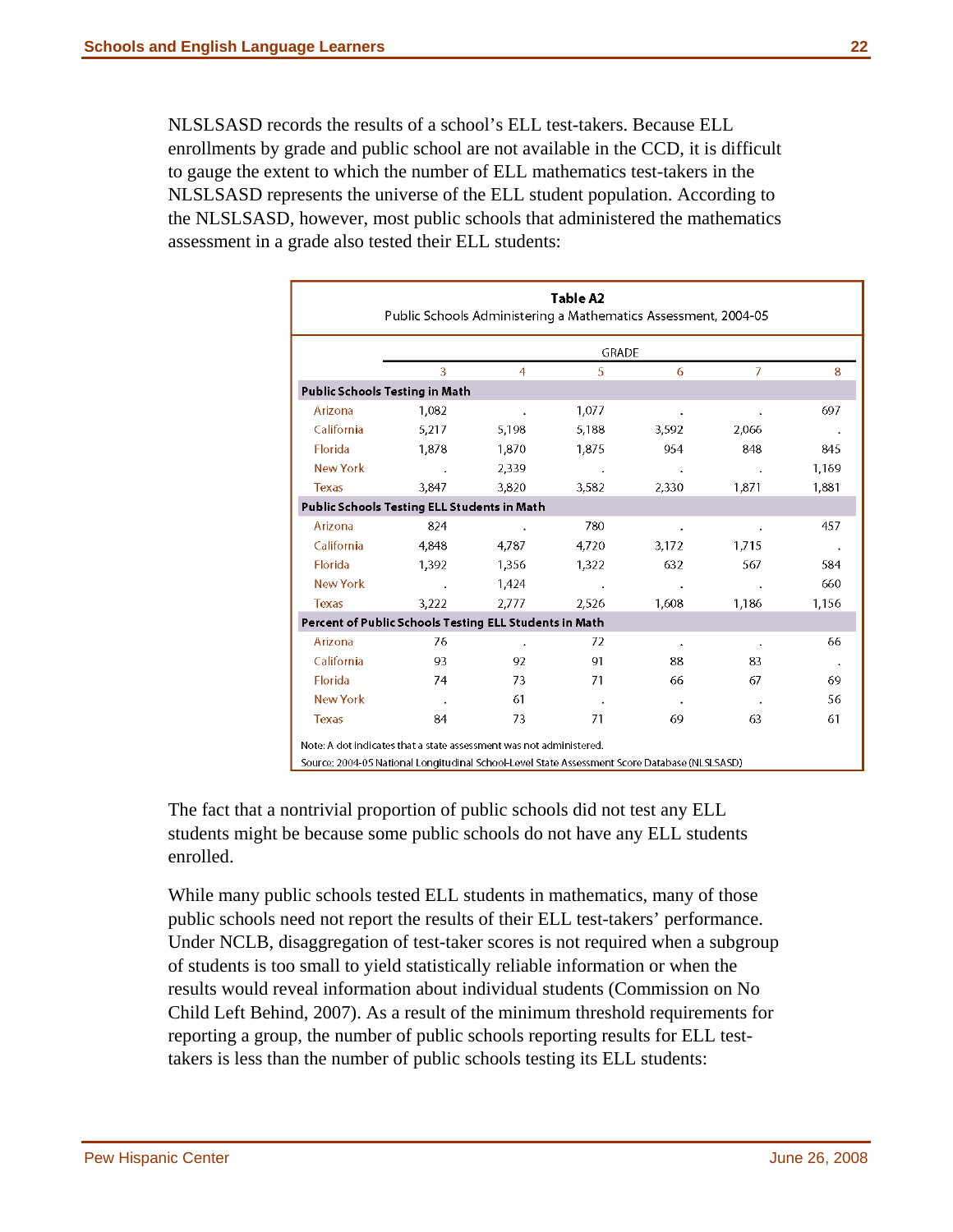NLSLSASD records the results of a school's ELL test-takers. Because ELL enrollments by grade and public school are not available in the CCD, it is difficult to gauge the extent to which the number of ELL mathematics test-takers in the NLSLSASD represents the universe of the ELL student population. According to the NLSLSASD, however, most public schools that administered the mathematics assessment in a grade also tested their ELL students:

**Table A2**
Public Schools Administering a Mathematics Assessment, 2004-05

| | GRADE | | | | | |
|---|---|---|---|---|---|---|
| | 3 | 4 | 5 | 6 | 7 | 8 |
| **Public Schools Testing in Math** | | | | | | |
| Arizona | 1,082 | . | 1,077 | . | . | 697 |
| California | 5,217 | 5,198 | 5,188 | 3,592 | 2,066 | . |
| Florida | 1,878 | 1,870 | 1,875 | 954 | 848 | 845 |
| New York | . | 2,339 | . | . | . | 1,169 |
| Texas | 3,847 | 3,820 | 3,582 | 2,330 | 1,871 | 1,881 |
| **Public Schools Testing ELL Students in Math** | | | | | | |
| Arizona | 824 | . | 780 | . | . | 457 |
| California | 4,848 | 4,787 | 4,720 | 3,172 | 1,715 | . |
| Florida | 1,392 | 1,356 | 1,322 | 632 | 567 | 584 |
| New York | . | 1,424 | . | . | . | 660 |
| Texas | 3,222 | 2,777 | 2,526 | 1,608 | 1,186 | 1,156 |
| **Percent of Public Schools Testing ELL Students in Math** | | | | | | |
| Arizona | 76 | . | 72 | . | . | 66 |
| California | 93 | 92 | 91 | 88 | 83 | . |
| Florida | 74 | 73 | 71 | 66 | 67 | 69 |
| New York | . | 61 | . | . | . | 56 |
| Texas | 84 | 73 | 71 | 69 | 63 | 61 |

Note: A dot indicates that a state assessment was not administered.
Source: 2004-05 National Longitudinal School-Level State Assessment Score Database (NLSLSASD)

The fact that a nontrivial proportion of public schools did not test any ELL students might be because some public schools do not have any ELL students enrolled.

While many public schools tested ELL students in mathematics, many of those public schools need not report the results of their ELL test-takers' performance. Under NCLB, disaggregation of test-taker scores is not required when a subgroup of students is too small to yield statistically reliable information or when the results would reveal information about individual students (Commission on No Child Left Behind, 2007). As a result of the minimum threshold requirements for reporting a group, the number of public schools reporting results for ELL test-takers is less than the number of public schools testing its ELL students: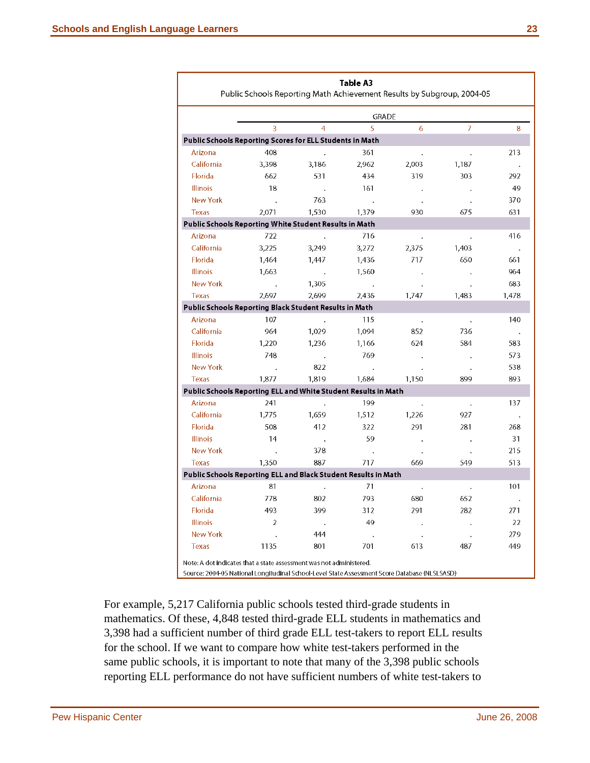**Table A3**

Public Schools Reporting Math Achievement Results by Subgroup, 2004-05

| | GRADE | | | | | |
|---|---|---|---|---|---|---|
| | 3 | 4 | 5 | 6 | 7 | 8 |
| **Public Schools Reporting Scores for ELL Students in Math** | | | | | | |
| Arizona | 408 | . | 361 | . | . | 213 |
| California | 3,398 | 3,186 | 2,962 | 2,003 | 1,187 | . |
| Florida | 662 | 531 | 434 | 319 | 303 | 292 |
| Illinois | 18 | . | 161 | . | . | 49 |
| New York | . | 763 | . | . | . | 370 |
| Texas | 2,071 | 1,530 | 1,379 | 930 | 675 | 631 |
| **Public Schools Reporting White Student Results in Math** | | | | | | |
| Arizona | 722 | . | 716 | . | . | 416 |
| California | 3,225 | 3,249 | 3,272 | 2,375 | 1,403 | . |
| Florida | 1,464 | 1,447 | 1,436 | 717 | 650 | 661 |
| Illinois | 1,663 | . | 1,560 | . | . | 964 |
| New York | . | 1,305 | . | . | . | 683 |
| Texas | 2,697 | 2,699 | 2,436 | 1,747 | 1,483 | 1,478 |
| **Public Schools Reporting Black Student Results in Math** | | | | | | |
| Arizona | 107 | . | 115 | . | . | 140 |
| California | 964 | 1,029 | 1,094 | 852 | 736 | . |
| Florida | 1,220 | 1,236 | 1,166 | 624 | 584 | 583 |
| Illinois | 748 | . | 769 | . | . | 573 |
| New York | . | 822 | . | . | . | 538 |
| Texas | 1,877 | 1,819 | 1,684 | 1,150 | 899 | 893 |
| **Public Schools Reporting ELL and White Student Results in Math** | | | | | | |
| Arizona | 241 | . | 199 | . | . | 137 |
| California | 1,775 | 1,659 | 1,512 | 1,226 | 927 | . |
| Florida | 508 | 412 | 322 | 291 | 281 | 268 |
| Illinois | 14 | . | 59 | . | . | 31 |
| New York | . | 378 | . | . | . | 215 |
| Texas | 1,350 | 887 | 717 | 669 | 549 | 513 |
| **Public Schools Reporting ELL and Black Student Results in Math** | | | | | | |
| Arizona | 81 | . | 71 | . | . | 101 |
| California | 778 | 802 | 793 | 680 | 652 | . |
| Florida | 493 | 399 | 312 | 291 | 282 | 271 |
| Illinois | 2 | . | 49 | . | . | 22 |
| New York | . | 444 | . | . | . | 279 |
| Texas | 1135 | 801 | 701 | 613 | 487 | 449 |

Note: A dot indicates that a state assessment was not administered.

Source: 2004-05 National Longitudinal School-Level State Assessment Score Database (NLSLSASD)

For example, 5,217 California public schools tested third-grade students in mathematics. Of these, 4,848 tested third-grade ELL students in mathematics and 3,398 had a sufficient number of third grade ELL test-takers to report ELL results for the school. If we want to compare how white test-takers performed in the same public schools, it is important to note that many of the 3,398 public schools reporting ELL performance do not have sufficient numbers of white test-takers to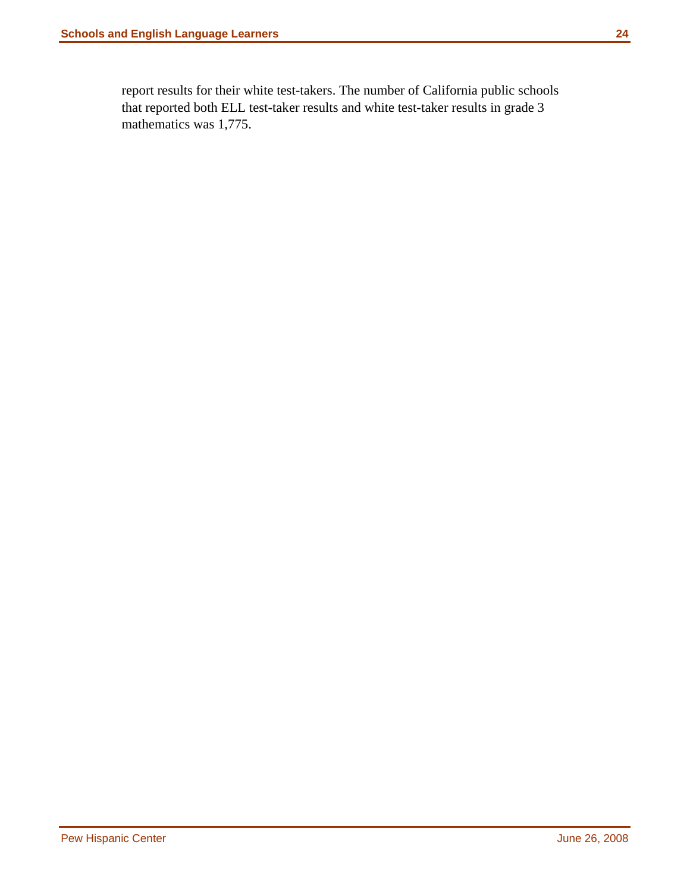report results for their white test-takers. The number of California public schools that reported both ELL test-taker results and white test-taker results in grade 3 mathematics was 1,775.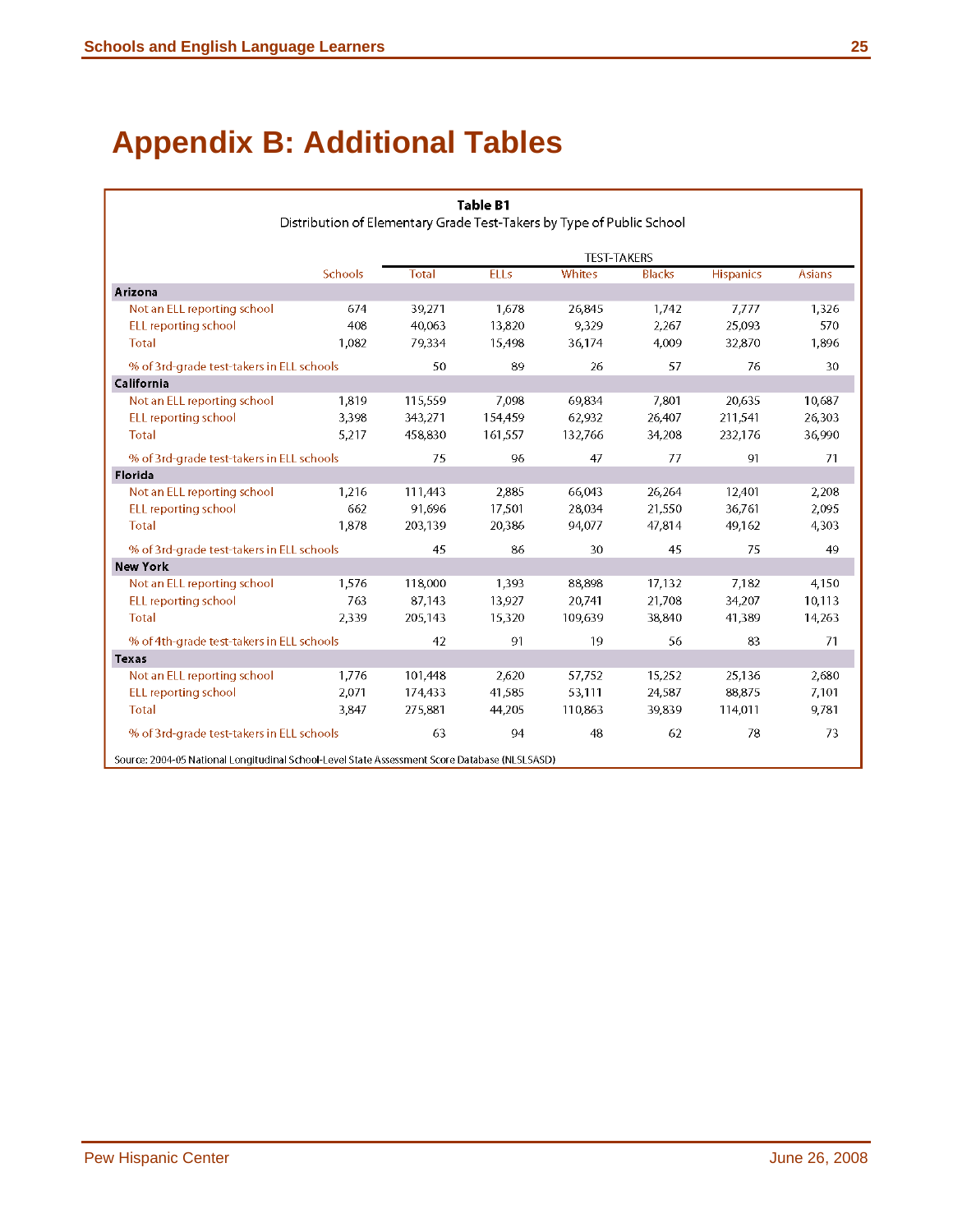# Appendix B: Additional Tables

**Table B1**

Distribution of Elementary Grade Test-Takers by Type of Public School

| | Schools | TEST-TAKERS Total | ELLs | Whites | Blacks | Hispanics | Asians |
|---|---|---|---|---|---|---|---|
| **Arizona** | | | | | | | |
| Not an ELL reporting school | 674 | 39,271 | 1,678 | 26,845 | 1,742 | 7,777 | 1,326 |
| ELL reporting school | 408 | 40,063 | 13,820 | 9,329 | 2,267 | 25,093 | 570 |
| Total | 1,082 | 79,334 | 15,498 | 36,174 | 4,009 | 32,870 | 1,896 |
| % of 3rd-grade test-takers in ELL schools | | 50 | 89 | 26 | 57 | 76 | 30 |
| **California** | | | | | | | |
| Not an ELL reporting school | 1,819 | 115,559 | 7,098 | 69,834 | 7,801 | 20,635 | 10,687 |
| ELL reporting school | 3,398 | 343,271 | 154,459 | 62,932 | 26,407 | 211,541 | 26,303 |
| Total | 5,217 | 458,830 | 161,557 | 132,766 | 34,208 | 232,176 | 36,990 |
| % of 3rd-grade test-takers in ELL schools | | 75 | 96 | 47 | 77 | 91 | 71 |
| **Florida** | | | | | | | |
| Not an ELL reporting school | 1,216 | 111,443 | 2,885 | 66,043 | 26,264 | 12,401 | 2,208 |
| ELL reporting school | 662 | 91,696 | 17,501 | 28,034 | 21,550 | 36,761 | 2,095 |
| Total | 1,878 | 203,139 | 20,386 | 94,077 | 47,814 | 49,162 | 4,303 |
| % of 3rd-grade test-takers in ELL schools | | 45 | 86 | 30 | 45 | 75 | 49 |
| **New York** | | | | | | | |
| Not an ELL reporting school | 1,576 | 118,000 | 1,393 | 88,898 | 17,132 | 7,182 | 4,150 |
| ELL reporting school | 763 | 87,143 | 13,927 | 20,741 | 21,708 | 34,207 | 10,113 |
| Total | 2,339 | 205,143 | 15,320 | 109,639 | 38,840 | 41,389 | 14,263 |
| % of 4th-grade test-takers in ELL schools | | 42 | 91 | 19 | 56 | 83 | 71 |
| **Texas** | | | | | | | |
| Not an ELL reporting school | 1,776 | 101,448 | 2,620 | 57,752 | 15,252 | 25,136 | 2,680 |
| ELL reporting school | 2,071 | 174,433 | 41,585 | 53,111 | 24,587 | 88,875 | 7,101 |
| Total | 3,847 | 275,881 | 44,205 | 110,863 | 39,839 | 114,011 | 9,781 |
| % of 3rd-grade test-takers in ELL schools | | 63 | 94 | 48 | 62 | 78 | 73 |

Source: 2004-05 National Longitudinal School-Level State Assessment Score Database (NLSLSASD)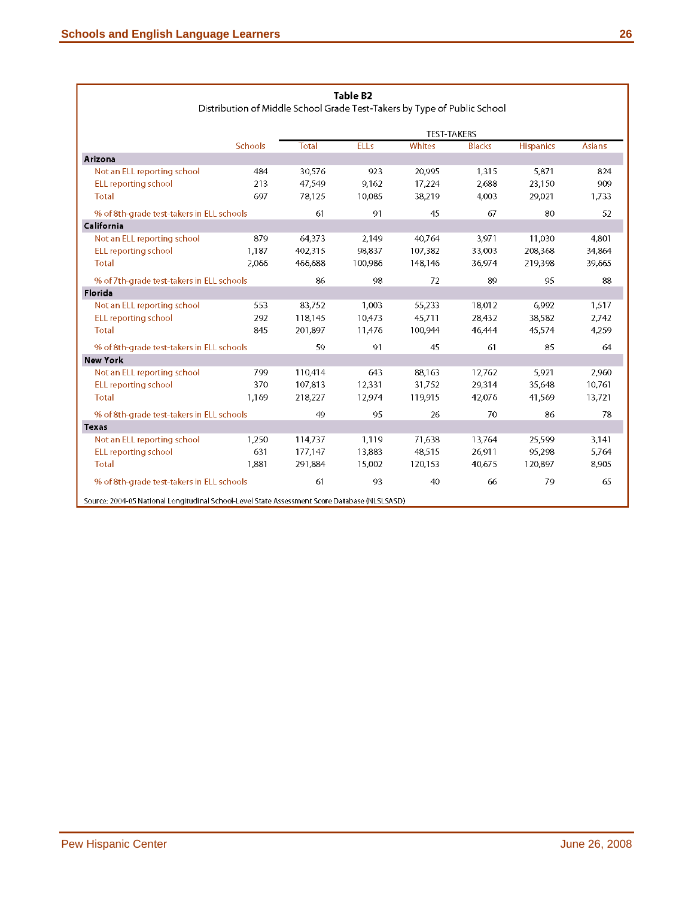**Table B2**

Distribution of Middle School Grade Test-Takers by Type of Public School

| | Schools | TEST-TAKERS Total | ELLs | Whites | Blacks | Hispanics | Asians |
|---|---|---|---|---|---|---|---|
| **Arizona** | | | | | | | |
| Not an ELL reporting school | 484 | 30,576 | 923 | 20,995 | 1,315 | 5,871 | 824 |
| ELL reporting school | 213 | 47,549 | 9,162 | 17,224 | 2,688 | 23,150 | 909 |
| Total | 697 | 78,125 | 10,085 | 38,219 | 4,003 | 29,021 | 1,733 |
| % of 8th-grade test-takers in ELL schools | | 61 | 91 | 45 | 67 | 80 | 52 |
| **California** | | | | | | | |
| Not an ELL reporting school | 879 | 64,373 | 2,149 | 40,764 | 3,971 | 11,030 | 4,801 |
| ELL reporting school | 1,187 | 402,315 | 98,837 | 107,382 | 33,003 | 208,368 | 34,864 |
| Total | 2,066 | 466,688 | 100,986 | 148,146 | 36,974 | 219,398 | 39,665 |
| % of 7th-grade test-takers in ELL schools | | 86 | 98 | 72 | 89 | 95 | 88 |
| **Florida** | | | | | | | |
| Not an ELL reporting school | 553 | 83,752 | 1,003 | 55,233 | 18,012 | 6,992 | 1,517 |
| ELL reporting school | 292 | 118,145 | 10,473 | 45,711 | 28,432 | 38,582 | 2,742 |
| Total | 845 | 201,897 | 11,476 | 100,944 | 46,444 | 45,574 | 4,259 |
| % of 8th-grade test-takers in ELL schools | | 59 | 91 | 45 | 61 | 85 | 64 |
| **New York** | | | | | | | |
| Not an ELL reporting school | 799 | 110,414 | 643 | 88,163 | 12,762 | 5,921 | 2,960 |
| ELL reporting school | 370 | 107,813 | 12,331 | 31,752 | 29,314 | 35,648 | 10,761 |
| Total | 1,169 | 218,227 | 12,974 | 119,915 | 42,076 | 41,569 | 13,721 |
| % of 8th-grade test-takers in ELL schools | | 49 | 95 | 26 | 70 | 86 | 78 |
| **Texas** | | | | | | | |
| Not an ELL reporting school | 1,250 | 114,737 | 1,119 | 71,638 | 13,764 | 25,599 | 3,141 |
| ELL reporting school | 631 | 177,147 | 13,883 | 48,515 | 26,911 | 95,298 | 5,764 |
| Total | 1,881 | 291,884 | 15,002 | 120,153 | 40,675 | 120,897 | 8,905 |
| % of 8th-grade test-takers in ELL schools | | 61 | 93 | 40 | 66 | 79 | 65 |

Source: 2004-05 National Longitudinal School-Level State Assessment Score Database (NLSLSASD)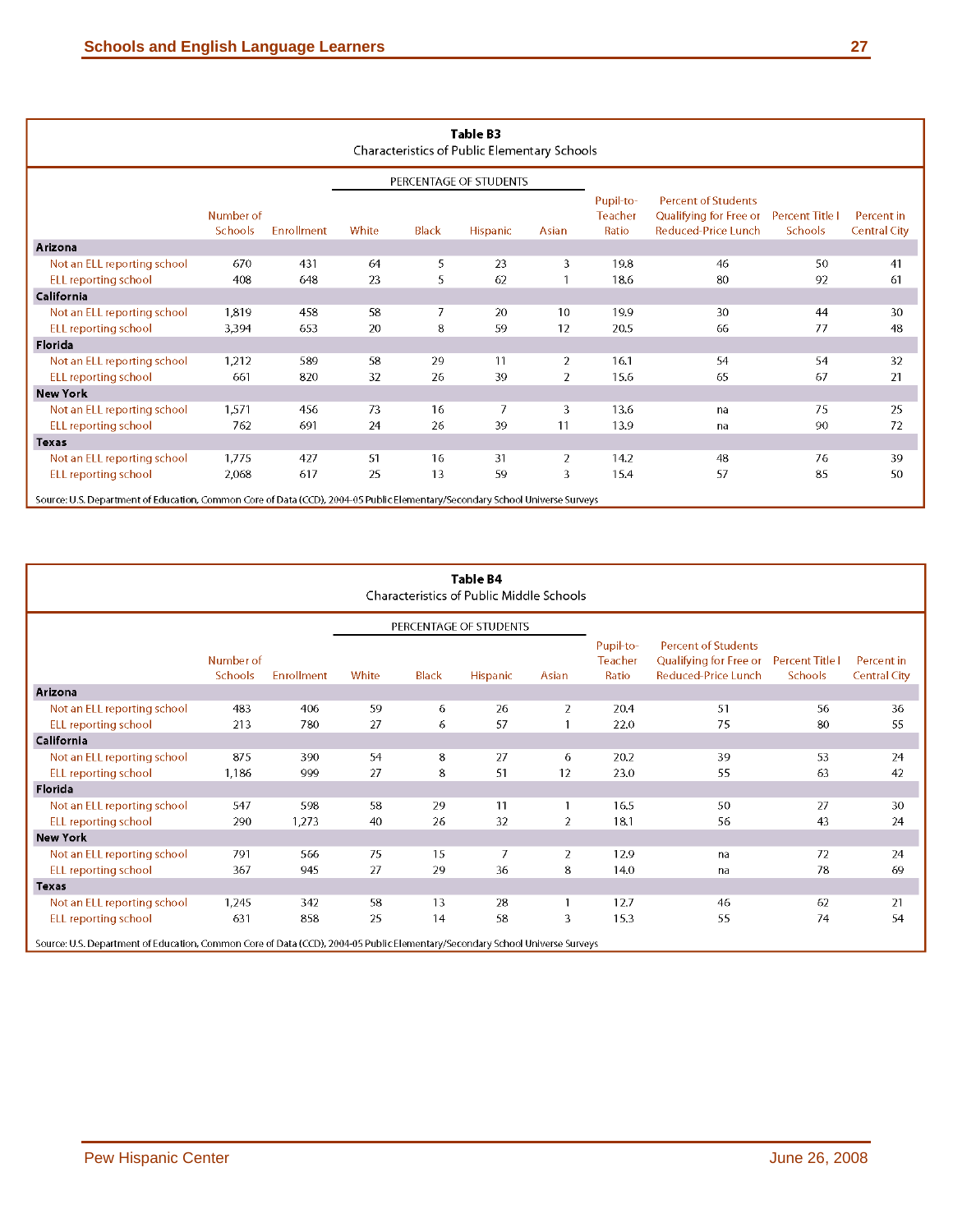**Table B3**
Characteristics of Public Elementary Schools

| | Number of Schools | Enrollment | PERCENTAGE OF STUDENTS | | | | Pupil-to-Teacher Ratio | Percent of Students Qualifying for Free or Reduced-Price Lunch | Percent Title I Schools | Percent in Central City |
|---|---|---|---|---|---|---|---|---|---|---|
| | | | White | Black | Hispanic | Asian | | | | |
| **Arizona** | | | | | | | | | | |
| Not an ELL reporting school | 670 | 431 | 64 | 5 | 23 | 3 | 19.8 | 46 | 50 | 41 |
| ELL reporting school | 408 | 648 | 23 | 5 | 62 | 1 | 18.6 | 80 | 92 | 61 |
| **California** | | | | | | | | | | |
| Not an ELL reporting school | 1,819 | 458 | 58 | 7 | 20 | 10 | 19.9 | 30 | 44 | 30 |
| ELL reporting school | 3,394 | 653 | 20 | 8 | 59 | 12 | 20.5 | 66 | 77 | 48 |
| **Florida** | | | | | | | | | | |
| Not an ELL reporting school | 1,212 | 589 | 58 | 29 | 11 | 2 | 16.1 | 54 | 54 | 32 |
| ELL reporting school | 661 | 820 | 32 | 26 | 39 | 2 | 15.6 | 65 | 67 | 21 |
| **New York** | | | | | | | | | | |
| Not an ELL reporting school | 1,571 | 456 | 73 | 16 | 7 | 3 | 13.6 | na | 75 | 25 |
| ELL reporting school | 762 | 691 | 24 | 26 | 39 | 11 | 13.9 | na | 90 | 72 |
| **Texas** | | | | | | | | | | |
| Not an ELL reporting school | 1,775 | 427 | 51 | 16 | 31 | 2 | 14.2 | 48 | 76 | 39 |
| ELL reporting school | 2,068 | 617 | 25 | 13 | 59 | 3 | 15.4 | 57 | 85 | 50 |

Source: U.S. Department of Education, Common Core of Data (CCD), 2004-05 Public Elementary/Secondary School Universe Surveys

**Table B4**
Characteristics of Public Middle Schools

| | Number of Schools | Enrollment | PERCENTAGE OF STUDENTS | | | | Pupil-to-Teacher Ratio | Percent of Students Qualifying for Free or Reduced-Price Lunch | Percent Title I Schools | Percent in Central City |
|---|---|---|---|---|---|---|---|---|---|---|
| | | | White | Black | Hispanic | Asian | | | | |
| **Arizona** | | | | | | | | | | |
| Not an ELL reporting school | 483 | 406 | 59 | 6 | 26 | 2 | 20.4 | 51 | 56 | 36 |
| ELL reporting school | 213 | 780 | 27 | 6 | 57 | 1 | 22.0 | 75 | 80 | 55 |
| **California** | | | | | | | | | | |
| Not an ELL reporting school | 875 | 390 | 54 | 8 | 27 | 6 | 20.2 | 39 | 53 | 24 |
| ELL reporting school | 1,186 | 999 | 27 | 8 | 51 | 12 | 23.0 | 55 | 63 | 42 |
| **Florida** | | | | | | | | | | |
| Not an ELL reporting school | 547 | 598 | 58 | 29 | 11 | 1 | 16.5 | 50 | 27 | 30 |
| ELL reporting school | 290 | 1,273 | 40 | 26 | 32 | 2 | 18.1 | 56 | 43 | 24 |
| **New York** | | | | | | | | | | |
| Not an ELL reporting school | 791 | 566 | 75 | 15 | 7 | 2 | 12.9 | na | 72 | 24 |
| ELL reporting school | 367 | 945 | 27 | 29 | 36 | 8 | 14.0 | na | 78 | 69 |
| **Texas** | | | | | | | | | | |
| Not an ELL reporting school | 1,245 | 342 | 58 | 13 | 28 | 1 | 12.7 | 46 | 62 | 21 |
| ELL reporting school | 631 | 858 | 25 | 14 | 58 | 3 | 15.3 | 55 | 74 | 54 |

Source: U.S. Department of Education, Common Core of Data (CCD), 2004-05 Public Elementary/Secondary School Universe Surveys